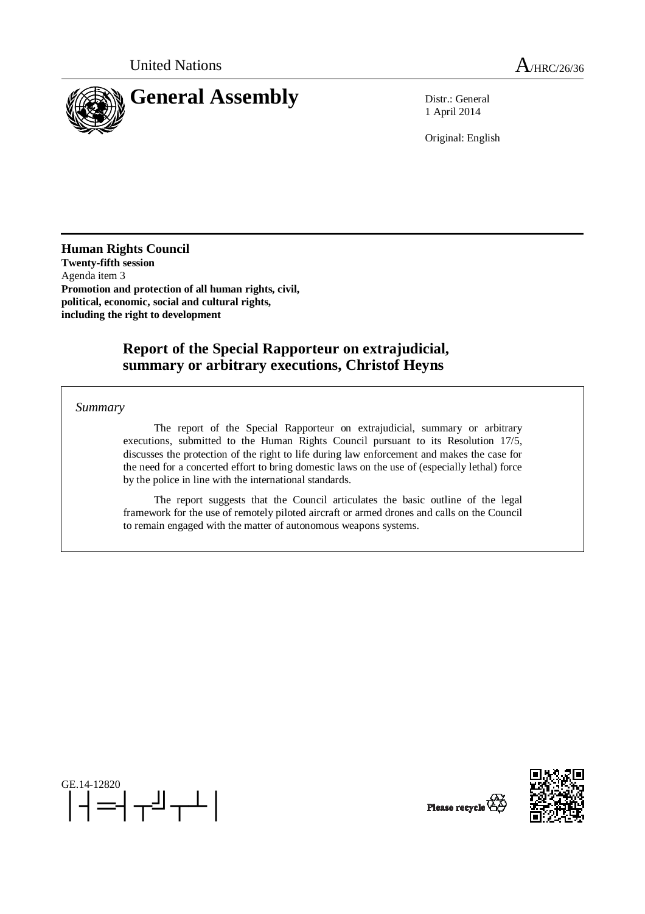United Nations

A/HRC/26/36

# General Assembly

Distr.: General
1 April 2014

Original: English

**Human Rights Council**
**Twenty-fifth session**
Agenda item 3
**Promotion and protection of all human rights, civil, political, economic, social and cultural rights, including the right to development**

## Report of the Special Rapporteur on extrajudicial, summary or arbitrary executions, Christof Heyns

*Summary*

The report of the Special Rapporteur on extrajudicial, summary or arbitrary executions, submitted to the Human Rights Council pursuant to its Resolution 17/5, discusses the protection of the right to life during law enforcement and makes the case for the need for a concerted effort to bring domestic laws on the use of (especially lethal) force by the police in line with the international standards.

The report suggests that the Council articulates the basic outline of the legal framework for the use of remotely piloted aircraft or armed drones and calls on the Council to remain engaged with the matter of autonomous weapons systems.

GE.14-12820

Please recycle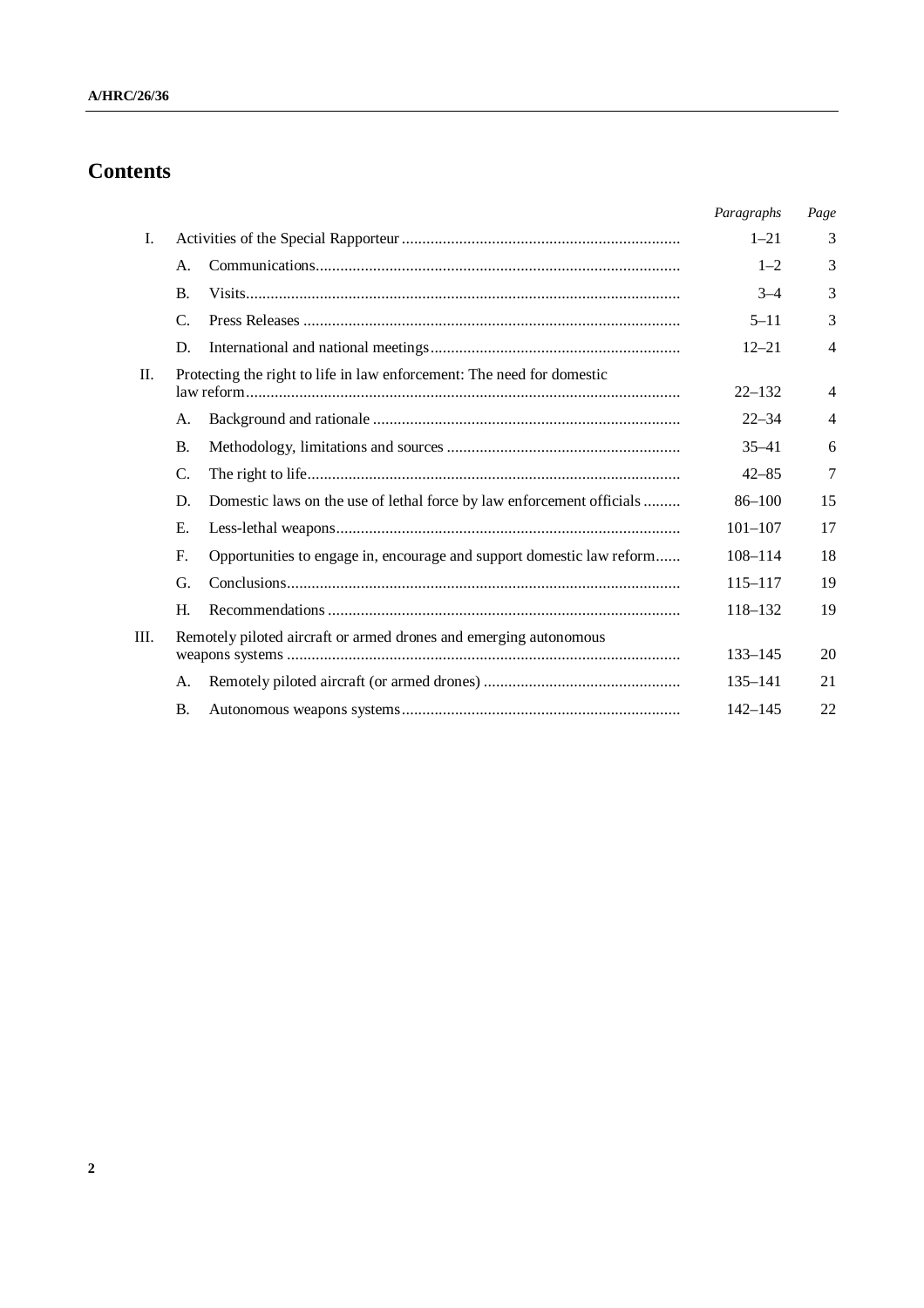# Contents

| | | | *Paragraphs* | *Page* |
|---|---|---|---|---|
| I. | Activities of the Special Rapporteur | | 1–21 | 3 |
| | A. | Communications | 1–2 | 3 |
| | B. | Visits | 3–4 | 3 |
| | C. | Press Releases | 5–11 | 3 |
| | D. | International and national meetings | 12–21 | 4 |
| II. | Protecting the right to life in law enforcement: The need for domestic law reform | | 22–132 | 4 |
| | A. | Background and rationale | 22–34 | 4 |
| | B. | Methodology, limitations and sources | 35–41 | 6 |
| | C. | The right to life | 42–85 | 7 |
| | D. | Domestic laws on the use of lethal force by law enforcement officials | 86–100 | 15 |
| | E. | Less-lethal weapons | 101–107 | 17 |
| | F. | Opportunities to engage in, encourage and support domestic law reform | 108–114 | 18 |
| | G. | Conclusions | 115–117 | 19 |
| | H. | Recommendations | 118–132 | 19 |
| III. | Remotely piloted aircraft or armed drones and emerging autonomous weapons systems | | 133–145 | 20 |
| | A. | Remotely piloted aircraft (or armed drones) | 135–141 | 21 |
| | B. | Autonomous weapons systems | 142–145 | 22 |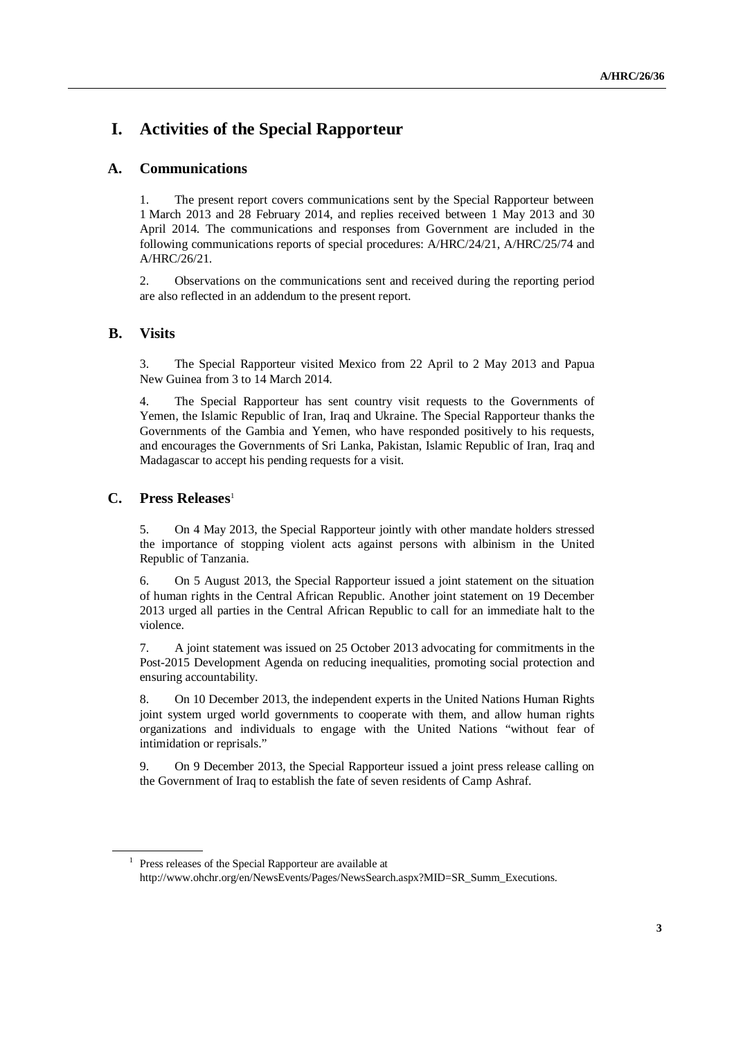# I. Activities of the Special Rapporteur

## A. Communications

1. The present report covers communications sent by the Special Rapporteur between 1 March 2013 and 28 February 2014, and replies received between 1 May 2013 and 30 April 2014. The communications and responses from Government are included in the following communications reports of special procedures: A/HRC/24/21, A/HRC/25/74 and A/HRC/26/21.

2. Observations on the communications sent and received during the reporting period are also reflected in an addendum to the present report.

## B. Visits

3. The Special Rapporteur visited Mexico from 22 April to 2 May 2013 and Papua New Guinea from 3 to 14 March 2014.

4. The Special Rapporteur has sent country visit requests to the Governments of Yemen, the Islamic Republic of Iran, Iraq and Ukraine. The Special Rapporteur thanks the Governments of the Gambia and Yemen, who have responded positively to his requests, and encourages the Governments of Sri Lanka, Pakistan, Islamic Republic of Iran, Iraq and Madagascar to accept his pending requests for a visit.

## C. Press Releases[1]

5. On 4 May 2013, the Special Rapporteur jointly with other mandate holders stressed the importance of stopping violent acts against persons with albinism in the United Republic of Tanzania.

6. On 5 August 2013, the Special Rapporteur issued a joint statement on the situation of human rights in the Central African Republic. Another joint statement on 19 December 2013 urged all parties in the Central African Republic to call for an immediate halt to the violence.

7. A joint statement was issued on 25 October 2013 advocating for commitments in the Post-2015 Development Agenda on reducing inequalities, promoting social protection and ensuring accountability.

8. On 10 December 2013, the independent experts in the United Nations Human Rights joint system urged world governments to cooperate with them, and allow human rights organizations and individuals to engage with the United Nations "without fear of intimidation or reprisals."

9. On 9 December 2013, the Special Rapporteur issued a joint press release calling on the Government of Iraq to establish the fate of seven residents of Camp Ashraf.

---

[1] Press releases of the Special Rapporteur are available at http://www.ohchr.org/en/NewsEvents/Pages/NewsSearch.aspx?MID=SR_Summ_Executions.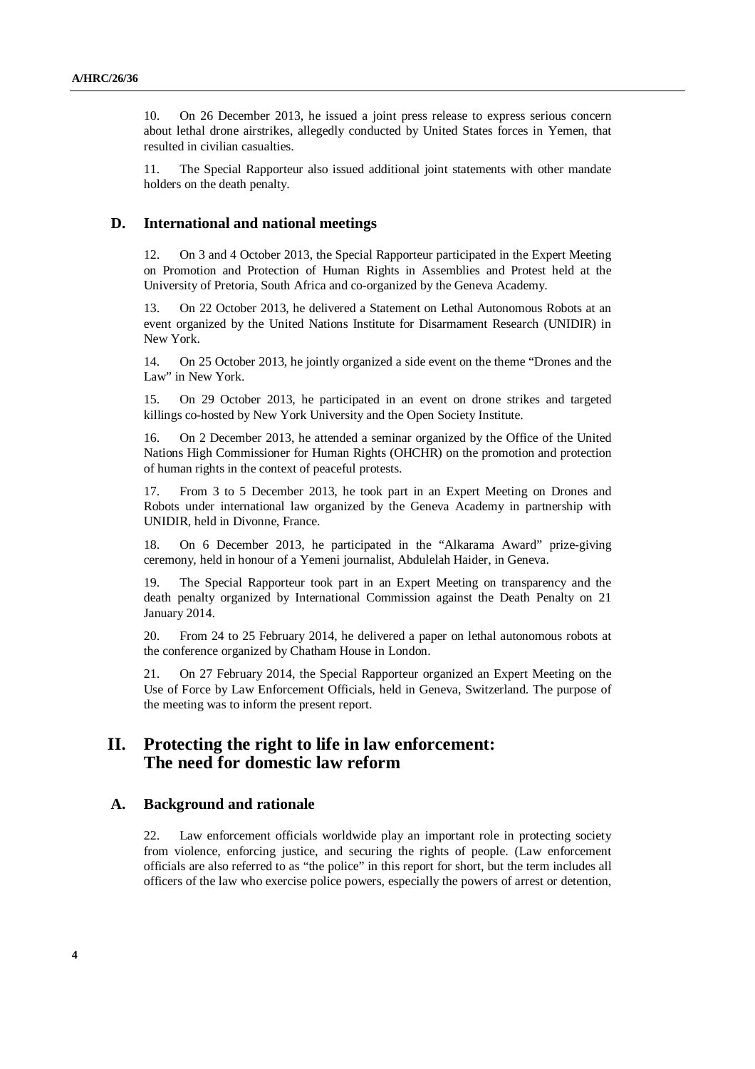10. On 26 December 2013, he issued a joint press release to express serious concern about lethal drone airstrikes, allegedly conducted by United States forces in Yemen, that resulted in civilian casualties.

11. The Special Rapporteur also issued additional joint statements with other mandate holders on the death penalty.

### D. International and national meetings

12. On 3 and 4 October 2013, the Special Rapporteur participated in the Expert Meeting on Promotion and Protection of Human Rights in Assemblies and Protest held at the University of Pretoria, South Africa and co-organized by the Geneva Academy.

13. On 22 October 2013, he delivered a Statement on Lethal Autonomous Robots at an event organized by the United Nations Institute for Disarmament Research (UNIDIR) in New York.

14. On 25 October 2013, he jointly organized a side event on the theme "Drones and the Law" in New York.

15. On 29 October 2013, he participated in an event on drone strikes and targeted killings co-hosted by New York University and the Open Society Institute.

16. On 2 December 2013, he attended a seminar organized by the Office of the United Nations High Commissioner for Human Rights (OHCHR) on the promotion and protection of human rights in the context of peaceful protests.

17. From 3 to 5 December 2013, he took part in an Expert Meeting on Drones and Robots under international law organized by the Geneva Academy in partnership with UNIDIR, held in Divonne, France.

18. On 6 December 2013, he participated in the "Alkarama Award" prize-giving ceremony, held in honour of a Yemeni journalist, Abdulelah Haider, in Geneva.

19. The Special Rapporteur took part in an Expert Meeting on transparency and the death penalty organized by International Commission against the Death Penalty on 21 January 2014.

20. From 24 to 25 February 2014, he delivered a paper on lethal autonomous robots at the conference organized by Chatham House in London.

21. On 27 February 2014, the Special Rapporteur organized an Expert Meeting on the Use of Force by Law Enforcement Officials, held in Geneva, Switzerland. The purpose of the meeting was to inform the present report.

## II. Protecting the right to life in law enforcement: The need for domestic law reform

### A. Background and rationale

22. Law enforcement officials worldwide play an important role in protecting society from violence, enforcing justice, and securing the rights of people. (Law enforcement officials are also referred to as "the police" in this report for short, but the term includes all officers of the law who exercise police powers, especially the powers of arrest or detention,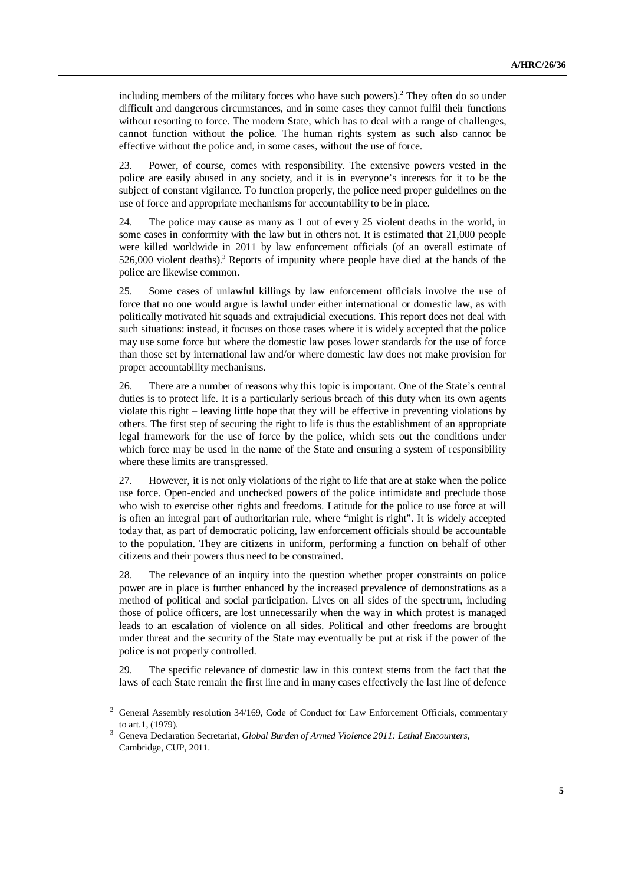including members of the military forces who have such powers).[2] They often do so under difficult and dangerous circumstances, and in some cases they cannot fulfil their functions without resorting to force. The modern State, which has to deal with a range of challenges, cannot function without the police. The human rights system as such also cannot be effective without the police and, in some cases, without the use of force.

23. Power, of course, comes with responsibility. The extensive powers vested in the police are easily abused in any society, and it is in everyone's interests for it to be the subject of constant vigilance. To function properly, the police need proper guidelines on the use of force and appropriate mechanisms for accountability to be in place.

24. The police may cause as many as 1 out of every 25 violent deaths in the world, in some cases in conformity with the law but in others not. It is estimated that 21,000 people were killed worldwide in 2011 by law enforcement officials (of an overall estimate of 526,000 violent deaths).[3] Reports of impunity where people have died at the hands of the police are likewise common.

25. Some cases of unlawful killings by law enforcement officials involve the use of force that no one would argue is lawful under either international or domestic law, as with politically motivated hit squads and extrajudicial executions. This report does not deal with such situations: instead, it focuses on those cases where it is widely accepted that the police may use some force but where the domestic law poses lower standards for the use of force than those set by international law and/or where domestic law does not make provision for proper accountability mechanisms.

26. There are a number of reasons why this topic is important. One of the State's central duties is to protect life. It is a particularly serious breach of this duty when its own agents violate this right – leaving little hope that they will be effective in preventing violations by others. The first step of securing the right to life is thus the establishment of an appropriate legal framework for the use of force by the police, which sets out the conditions under which force may be used in the name of the State and ensuring a system of responsibility where these limits are transgressed.

27. However, it is not only violations of the right to life that are at stake when the police use force. Open-ended and unchecked powers of the police intimidate and preclude those who wish to exercise other rights and freedoms. Latitude for the police to use force at will is often an integral part of authoritarian rule, where "might is right". It is widely accepted today that, as part of democratic policing, law enforcement officials should be accountable to the population. They are citizens in uniform, performing a function on behalf of other citizens and their powers thus need to be constrained.

28. The relevance of an inquiry into the question whether proper constraints on police power are in place is further enhanced by the increased prevalence of demonstrations as a method of political and social participation. Lives on all sides of the spectrum, including those of police officers, are lost unnecessarily when the way in which protest is managed leads to an escalation of violence on all sides. Political and other freedoms are brought under threat and the security of the State may eventually be put at risk if the power of the police is not properly controlled.

29. The specific relevance of domestic law in this context stems from the fact that the laws of each State remain the first line and in many cases effectively the last line of defence

---

[2] General Assembly resolution 34/169, Code of Conduct for Law Enforcement Officials, commentary to art.1, (1979).

[3] Geneva Declaration Secretariat, *Global Burden of Armed Violence 2011: Lethal Encounters*, Cambridge, CUP, 2011.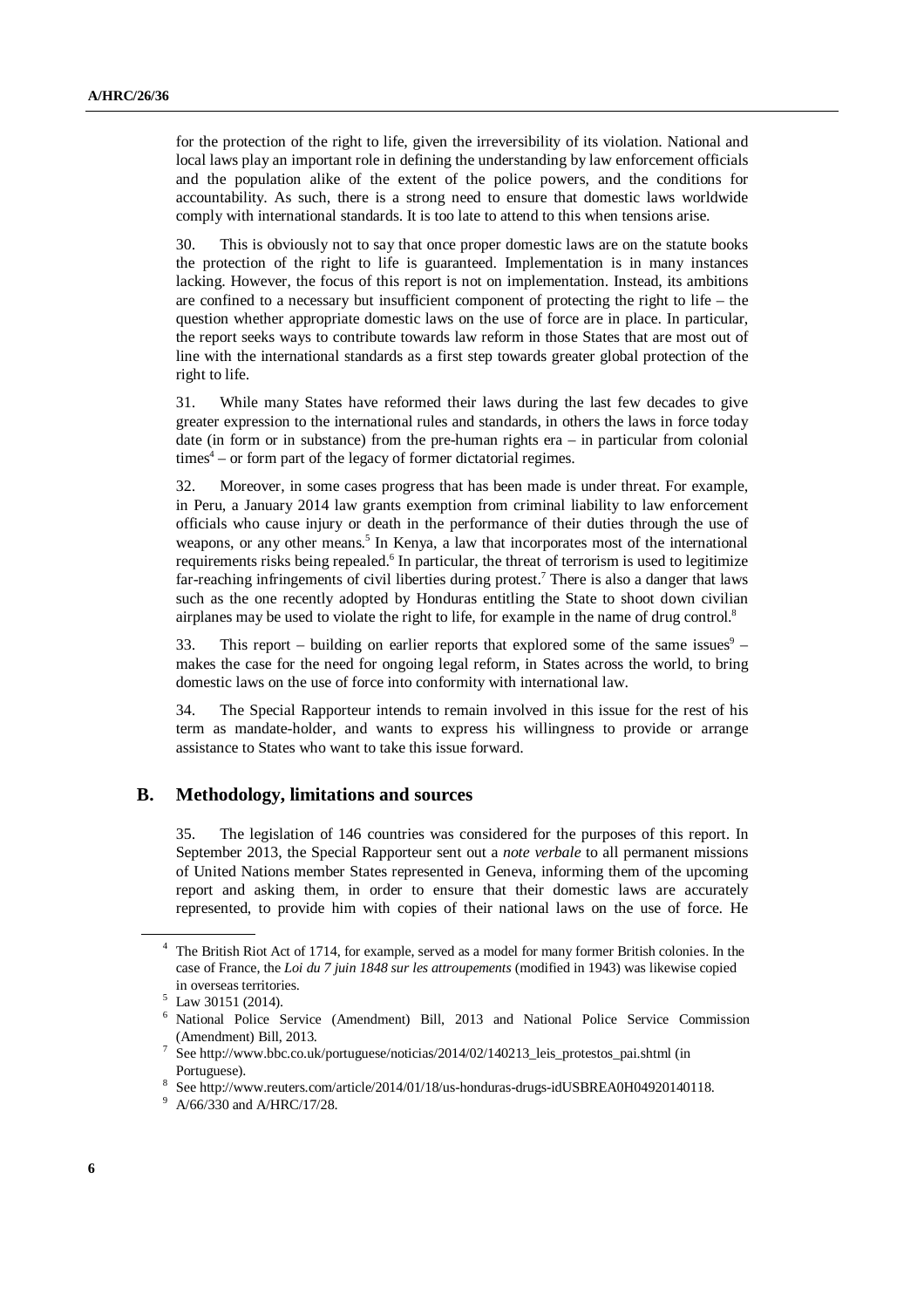for the protection of the right to life, given the irreversibility of its violation. National and local laws play an important role in defining the understanding by law enforcement officials and the population alike of the extent of the police powers, and the conditions for accountability. As such, there is a strong need to ensure that domestic laws worldwide comply with international standards. It is too late to attend to this when tensions arise.

30. This is obviously not to say that once proper domestic laws are on the statute books the protection of the right to life is guaranteed. Implementation is in many instances lacking. However, the focus of this report is not on implementation. Instead, its ambitions are confined to a necessary but insufficient component of protecting the right to life – the question whether appropriate domestic laws on the use of force are in place. In particular, the report seeks ways to contribute towards law reform in those States that are most out of line with the international standards as a first step towards greater global protection of the right to life.

31. While many States have reformed their laws during the last few decades to give greater expression to the international rules and standards, in others the laws in force today date (in form or in substance) from the pre-human rights era – in particular from colonial times[4] – or form part of the legacy of former dictatorial regimes.

32. Moreover, in some cases progress that has been made is under threat. For example, in Peru, a January 2014 law grants exemption from criminal liability to law enforcement officials who cause injury or death in the performance of their duties through the use of weapons, or any other means.[5] In Kenya, a law that incorporates most of the international requirements risks being repealed.[6] In particular, the threat of terrorism is used to legitimize far-reaching infringements of civil liberties during protest.[7] There is also a danger that laws such as the one recently adopted by Honduras entitling the State to shoot down civilian airplanes may be used to violate the right to life, for example in the name of drug control.[8]

33. This report – building on earlier reports that explored some of the same issues[9] – makes the case for the need for ongoing legal reform, in States across the world, to bring domestic laws on the use of force into conformity with international law.

34. The Special Rapporteur intends to remain involved in this issue for the rest of his term as mandate-holder, and wants to express his willingness to provide or arrange assistance to States who want to take this issue forward.

## B. Methodology, limitations and sources

35. The legislation of 146 countries was considered for the purposes of this report. In September 2013, the Special Rapporteur sent out a *note verbale* to all permanent missions of United Nations member States represented in Geneva, informing them of the upcoming report and asking them, in order to ensure that their domestic laws are accurately represented, to provide him with copies of their national laws on the use of force. He

---

[4] The British Riot Act of 1714, for example, served as a model for many former British colonies. In the case of France, the *Loi du 7 juin 1848 sur les attroupements* (modified in 1943) was likewise copied in overseas territories.

[5] Law 30151 (2014).

[6] National Police Service (Amendment) Bill, 2013 and National Police Service Commission (Amendment) Bill, 2013.

[7] See http://www.bbc.co.uk/portuguese/noticias/2014/02/140213_leis_protestos_pai.shtml (in Portuguese).

[8] See http://www.reuters.com/article/2014/01/18/us-honduras-drugs-idUSBREA0H04920140118.

[9] A/66/330 and A/HRC/17/28.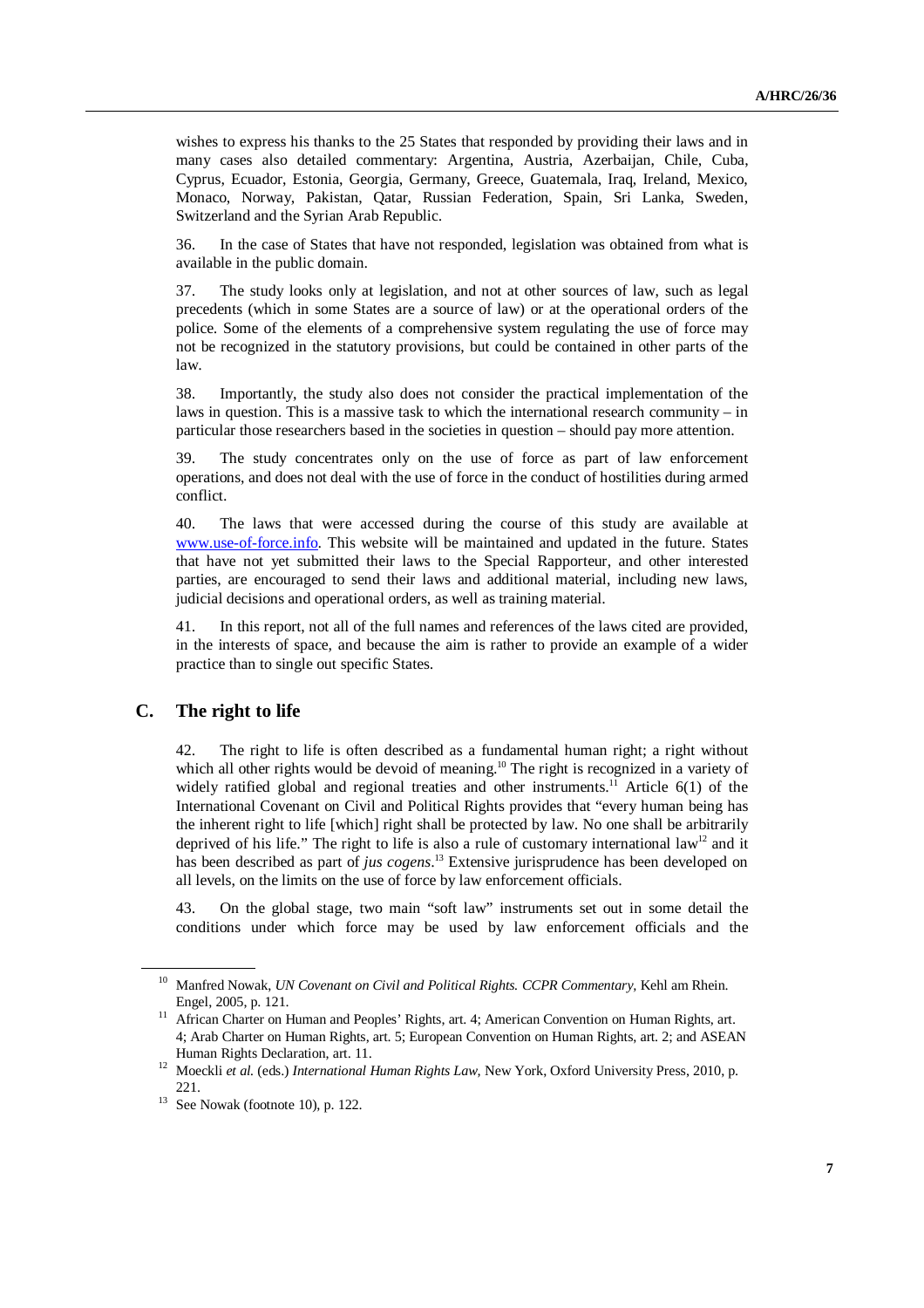wishes to express his thanks to the 25 States that responded by providing their laws and in many cases also detailed commentary: Argentina, Austria, Azerbaijan, Chile, Cuba, Cyprus, Ecuador, Estonia, Georgia, Germany, Greece, Guatemala, Iraq, Ireland, Mexico, Monaco, Norway, Pakistan, Qatar, Russian Federation, Spain, Sri Lanka, Sweden, Switzerland and the Syrian Arab Republic.

36. In the case of States that have not responded, legislation was obtained from what is available in the public domain.

37. The study looks only at legislation, and not at other sources of law, such as legal precedents (which in some States are a source of law) or at the operational orders of the police. Some of the elements of a comprehensive system regulating the use of force may not be recognized in the statutory provisions, but could be contained in other parts of the law.

38. Importantly, the study also does not consider the practical implementation of the laws in question. This is a massive task to which the international research community – in particular those researchers based in the societies in question – should pay more attention.

39. The study concentrates only on the use of force as part of law enforcement operations, and does not deal with the use of force in the conduct of hostilities during armed conflict.

40. The laws that were accessed during the course of this study are available at www.use-of-force.info. This website will be maintained and updated in the future. States that have not yet submitted their laws to the Special Rapporteur, and other interested parties, are encouraged to send their laws and additional material, including new laws, judicial decisions and operational orders, as well as training material.

41. In this report, not all of the full names and references of the laws cited are provided, in the interests of space, and because the aim is rather to provide an example of a wider practice than to single out specific States.

## C. The right to life

42. The right to life is often described as a fundamental human right; a right without which all other rights would be devoid of meaning.[10] The right is recognized in a variety of widely ratified global and regional treaties and other instruments.[11] Article 6(1) of the International Covenant on Civil and Political Rights provides that "every human being has the inherent right to life [which] right shall be protected by law. No one shall be arbitrarily deprived of his life." The right to life is also a rule of customary international law[12] and it has been described as part of *jus cogens*.[13] Extensive jurisprudence has been developed on all levels, on the limits on the use of force by law enforcement officials.

43. On the global stage, two main "soft law" instruments set out in some detail the conditions under which force may be used by law enforcement officials and the

---

[10] Manfred Nowak, *UN Covenant on Civil and Political Rights. CCPR Commentary*, Kehl am Rhein. Engel, 2005, p. 121.

[11] African Charter on Human and Peoples' Rights, art. 4; American Convention on Human Rights, art. 4; Arab Charter on Human Rights, art. 5; European Convention on Human Rights, art. 2; and ASEAN Human Rights Declaration, art. 11.

[12] Moeckli *et al.* (eds.) *International Human Rights Law*, New York, Oxford University Press, 2010, p. 221.

[13] See Nowak (footnote 10), p. 122.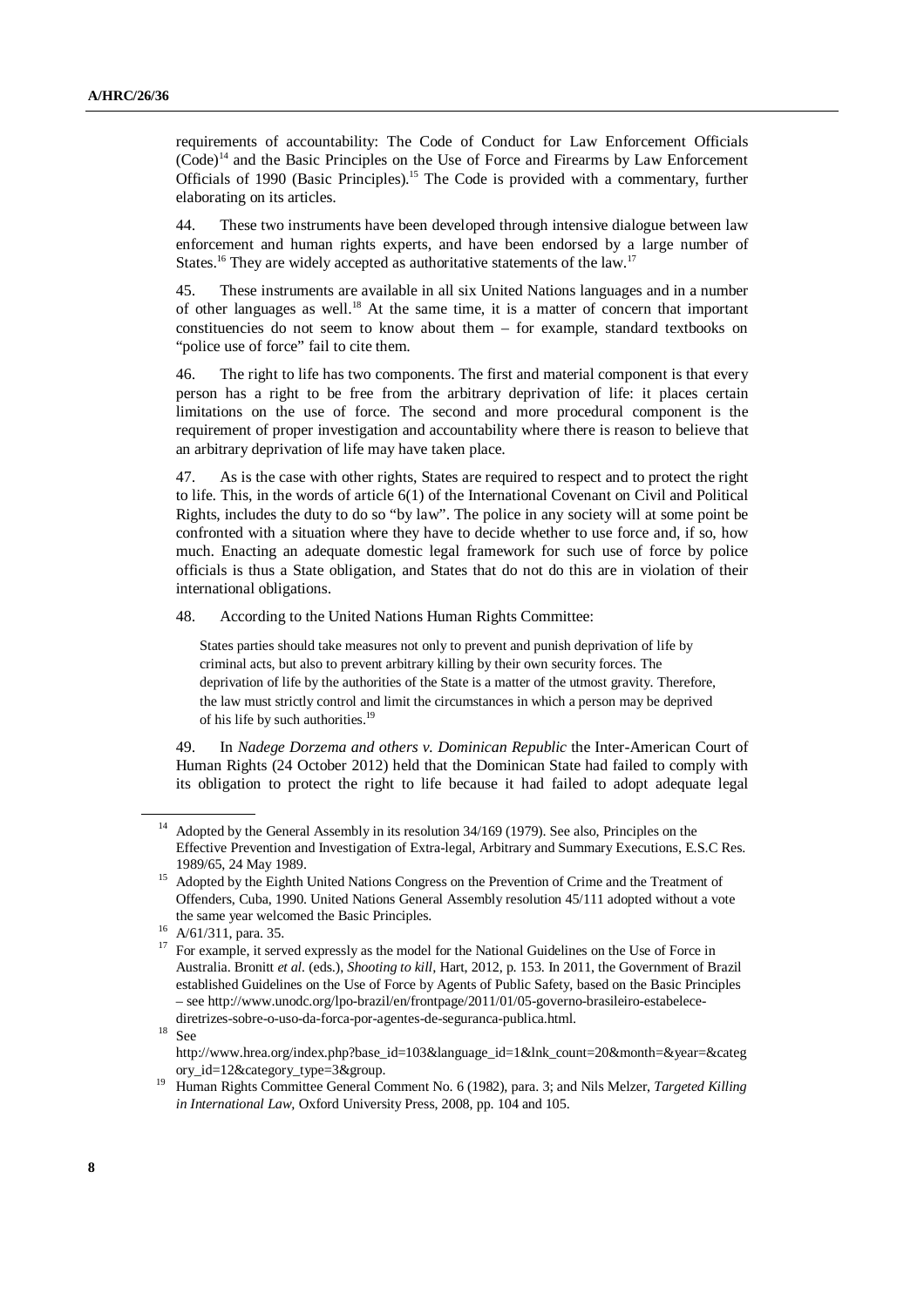requirements of accountability: The Code of Conduct for Law Enforcement Officials (Code)[14] and the Basic Principles on the Use of Force and Firearms by Law Enforcement Officials of 1990 (Basic Principles).[15] The Code is provided with a commentary, further elaborating on its articles.

44. These two instruments have been developed through intensive dialogue between law enforcement and human rights experts, and have been endorsed by a large number of States.[16] They are widely accepted as authoritative statements of the law.[17]

45. These instruments are available in all six United Nations languages and in a number of other languages as well.[18] At the same time, it is a matter of concern that important constituencies do not seem to know about them – for example, standard textbooks on "police use of force" fail to cite them.

46. The right to life has two components. The first and material component is that every person has a right to be free from the arbitrary deprivation of life: it places certain limitations on the use of force. The second and more procedural component is the requirement of proper investigation and accountability where there is reason to believe that an arbitrary deprivation of life may have taken place.

47. As is the case with other rights, States are required to respect and to protect the right to life. This, in the words of article 6(1) of the International Covenant on Civil and Political Rights, includes the duty to do so "by law". The police in any society will at some point be confronted with a situation where they have to decide whether to use force and, if so, how much. Enacting an adequate domestic legal framework for such use of force by police officials is thus a State obligation, and States that do not do this are in violation of their international obligations.

48. According to the United Nations Human Rights Committee:

> States parties should take measures not only to prevent and punish deprivation of life by criminal acts, but also to prevent arbitrary killing by their own security forces. The deprivation of life by the authorities of the State is a matter of the utmost gravity. Therefore, the law must strictly control and limit the circumstances in which a person may be deprived of his life by such authorities.[19]

49. In *Nadege Dorzema and others v. Dominican Republic* the Inter-American Court of Human Rights (24 October 2012) held that the Dominican State had failed to comply with its obligation to protect the right to life because it had failed to adopt adequate legal

---

[14] Adopted by the General Assembly in its resolution 34/169 (1979). See also, Principles on the Effective Prevention and Investigation of Extra-legal, Arbitrary and Summary Executions, E.S.C Res. 1989/65, 24 May 1989.

[15] Adopted by the Eighth United Nations Congress on the Prevention of Crime and the Treatment of Offenders, Cuba, 1990. United Nations General Assembly resolution 45/111 adopted without a vote the same year welcomed the Basic Principles.

[16] A/61/311, para. 35.

[17] For example, it served expressly as the model for the National Guidelines on the Use of Force in Australia. Bronitt *et al*. (eds.), *Shooting to kill*, Hart, 2012, p. 153. In 2011, the Government of Brazil established Guidelines on the Use of Force by Agents of Public Safety, based on the Basic Principles – see http://www.unodc.org/lpo-brazil/en/frontpage/2011/01/05-governo-brasileiro-estabelece-diretrizes-sobre-o-uso-da-forca-por-agentes-de-seguranca-publica.html.

[18] See http://www.hrea.org/index.php?base_id=103&language_id=1&lnk_count=20&month=&year=&category_id=12&category_type=3&group.

[19] Human Rights Committee General Comment No. 6 (1982), para. 3; and Nils Melzer, *Targeted Killing in International Law*, Oxford University Press, 2008, pp. 104 and 105.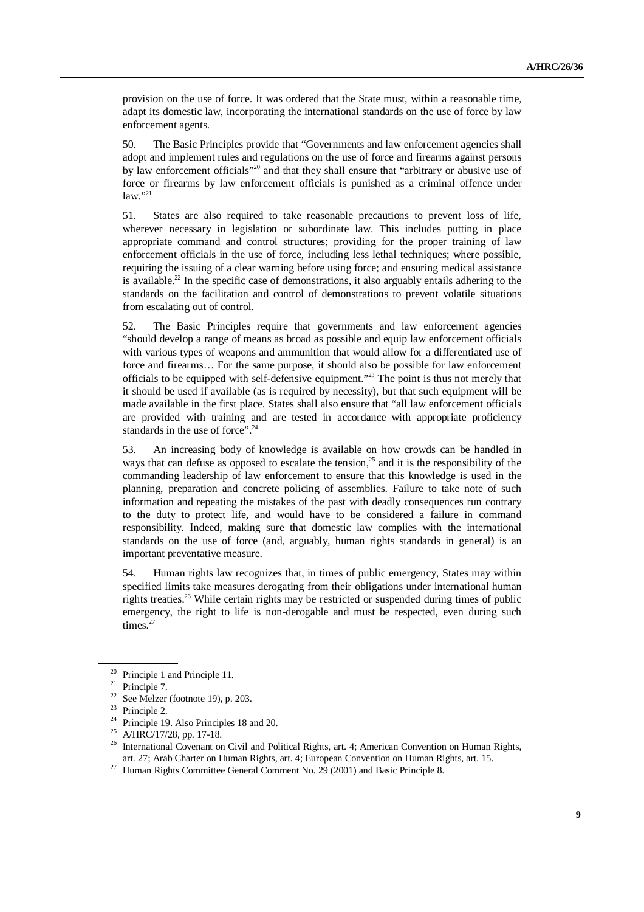provision on the use of force. It was ordered that the State must, within a reasonable time, adapt its domestic law, incorporating the international standards on the use of force by law enforcement agents.

50. The Basic Principles provide that "Governments and law enforcement agencies shall adopt and implement rules and regulations on the use of force and firearms against persons by law enforcement officials"[20] and that they shall ensure that "arbitrary or abusive use of force or firearms by law enforcement officials is punished as a criminal offence under law."[21]

51. States are also required to take reasonable precautions to prevent loss of life, wherever necessary in legislation or subordinate law. This includes putting in place appropriate command and control structures; providing for the proper training of law enforcement officials in the use of force, including less lethal techniques; where possible, requiring the issuing of a clear warning before using force; and ensuring medical assistance is available.[22] In the specific case of demonstrations, it also arguably entails adhering to the standards on the facilitation and control of demonstrations to prevent volatile situations from escalating out of control.

52. The Basic Principles require that governments and law enforcement agencies "should develop a range of means as broad as possible and equip law enforcement officials with various types of weapons and ammunition that would allow for a differentiated use of force and firearms… For the same purpose, it should also be possible for law enforcement officials to be equipped with self-defensive equipment."[23] The point is thus not merely that it should be used if available (as is required by necessity), but that such equipment will be made available in the first place. States shall also ensure that "all law enforcement officials are provided with training and are tested in accordance with appropriate proficiency standards in the use of force".[24]

53. An increasing body of knowledge is available on how crowds can be handled in ways that can defuse as opposed to escalate the tension,[25] and it is the responsibility of the commanding leadership of law enforcement to ensure that this knowledge is used in the planning, preparation and concrete policing of assemblies. Failure to take note of such information and repeating the mistakes of the past with deadly consequences run contrary to the duty to protect life, and would have to be considered a failure in command responsibility. Indeed, making sure that domestic law complies with the international standards on the use of force (and, arguably, human rights standards in general) is an important preventative measure.

54. Human rights law recognizes that, in times of public emergency, States may within specified limits take measures derogating from their obligations under international human rights treaties.[26] While certain rights may be restricted or suspended during times of public emergency, the right to life is non-derogable and must be respected, even during such times.[27]

---

[20] Principle 1 and Principle 11.

[21] Principle 7.

[22] See Melzer (footnote 19), p. 203.

[23] Principle 2.

[24] Principle 19. Also Principles 18 and 20.

[25] A/HRC/17/28, pp. 17-18.

[26] International Covenant on Civil and Political Rights, art. 4; American Convention on Human Rights, art. 27; Arab Charter on Human Rights, art. 4; European Convention on Human Rights, art. 15.

[27] Human Rights Committee General Comment No. 29 (2001) and Basic Principle 8.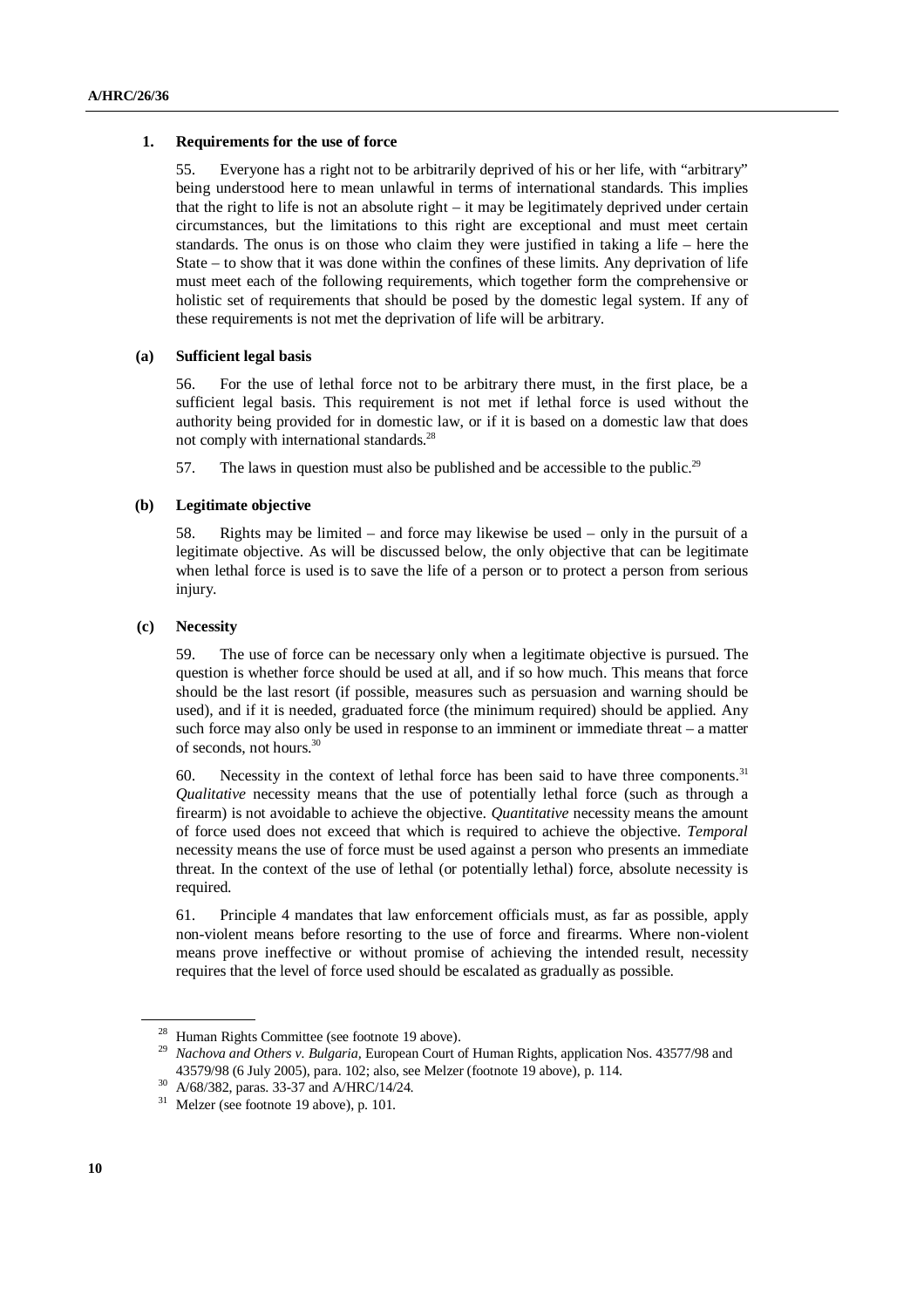### 1. Requirements for the use of force

55. Everyone has a right not to be arbitrarily deprived of his or her life, with "arbitrary" being understood here to mean unlawful in terms of international standards. This implies that the right to life is not an absolute right – it may be legitimately deprived under certain circumstances, but the limitations to this right are exceptional and must meet certain standards. The onus is on those who claim they were justified in taking a life – here the State – to show that it was done within the confines of these limits. Any deprivation of life must meet each of the following requirements, which together form the comprehensive or holistic set of requirements that should be posed by the domestic legal system. If any of these requirements is not met the deprivation of life will be arbitrary.

#### (a) Sufficient legal basis

56. For the use of lethal force not to be arbitrary there must, in the first place, be a sufficient legal basis. This requirement is not met if lethal force is used without the authority being provided for in domestic law, or if it is based on a domestic law that does not comply with international standards.[28]

57. The laws in question must also be published and be accessible to the public.[29]

#### (b) Legitimate objective

58. Rights may be limited – and force may likewise be used – only in the pursuit of a legitimate objective. As will be discussed below, the only objective that can be legitimate when lethal force is used is to save the life of a person or to protect a person from serious injury.

#### (c) Necessity

59. The use of force can be necessary only when a legitimate objective is pursued. The question is whether force should be used at all, and if so how much. This means that force should be the last resort (if possible, measures such as persuasion and warning should be used), and if it is needed, graduated force (the minimum required) should be applied. Any such force may also only be used in response to an imminent or immediate threat – a matter of seconds, not hours.[30]

60. Necessity in the context of lethal force has been said to have three components.[31] *Qualitative* necessity means that the use of potentially lethal force (such as through a firearm) is not avoidable to achieve the objective. *Quantitative* necessity means the amount of force used does not exceed that which is required to achieve the objective. *Temporal* necessity means the use of force must be used against a person who presents an immediate threat. In the context of the use of lethal (or potentially lethal) force, absolute necessity is required.

61. Principle 4 mandates that law enforcement officials must, as far as possible, apply non-violent means before resorting to the use of force and firearms. Where non-violent means prove ineffective or without promise of achieving the intended result, necessity requires that the level of force used should be escalated as gradually as possible.

---

[28] Human Rights Committee (see footnote 19 above).

[29] *Nachova and Others v. Bulgaria*, European Court of Human Rights, application Nos. 43577/98 and 43579/98 (6 July 2005), para. 102; also, see Melzer (footnote 19 above), p. 114.

[30] A/68/382, paras. 33-37 and A/HRC/14/24.

[31] Melzer (see footnote 19 above), p. 101.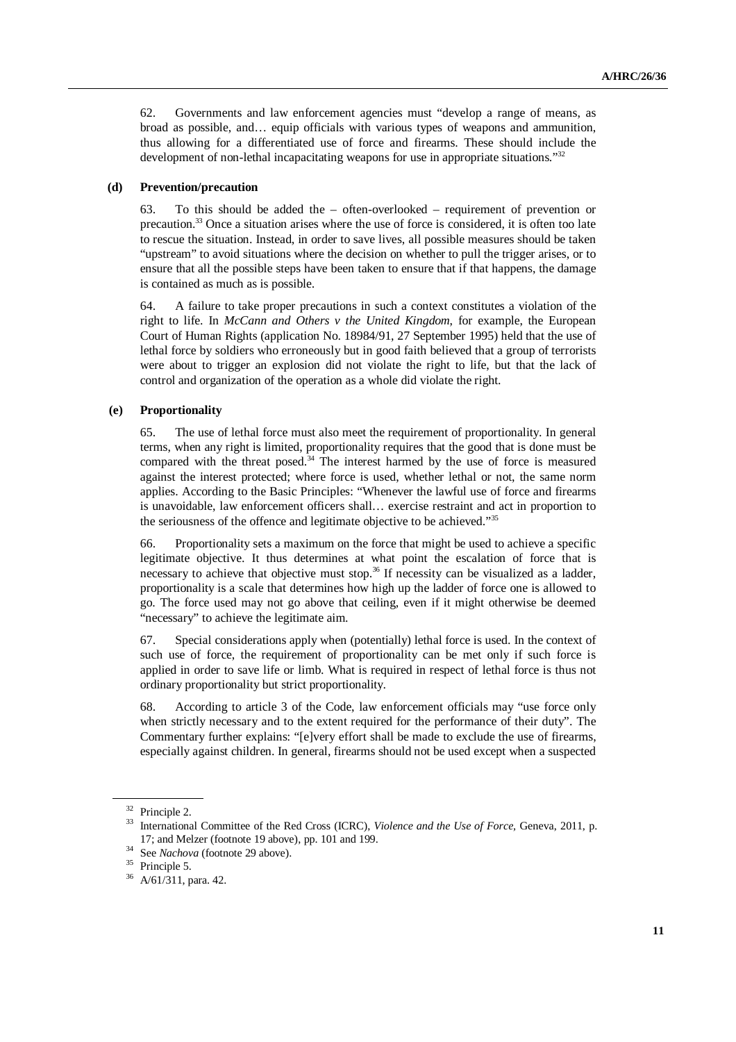62. Governments and law enforcement agencies must "develop a range of means, as broad as possible, and… equip officials with various types of weapons and ammunition, thus allowing for a differentiated use of force and firearms. These should include the development of non-lethal incapacitating weapons for use in appropriate situations."[32]

#### (d) Prevention/precaution

63. To this should be added the – often-overlooked – requirement of prevention or precaution.[33] Once a situation arises where the use of force is considered, it is often too late to rescue the situation. Instead, in order to save lives, all possible measures should be taken "upstream" to avoid situations where the decision on whether to pull the trigger arises, or to ensure that all the possible steps have been taken to ensure that if that happens, the damage is contained as much as is possible.

64. A failure to take proper precautions in such a context constitutes a violation of the right to life. In *McCann and Others v the United Kingdom*, for example, the European Court of Human Rights (application No. 18984/91, 27 September 1995) held that the use of lethal force by soldiers who erroneously but in good faith believed that a group of terrorists were about to trigger an explosion did not violate the right to life, but that the lack of control and organization of the operation as a whole did violate the right.

#### (e) Proportionality

65. The use of lethal force must also meet the requirement of proportionality. In general terms, when any right is limited, proportionality requires that the good that is done must be compared with the threat posed.[34] The interest harmed by the use of force is measured against the interest protected; where force is used, whether lethal or not, the same norm applies. According to the Basic Principles: "Whenever the lawful use of force and firearms is unavoidable, law enforcement officers shall… exercise restraint and act in proportion to the seriousness of the offence and legitimate objective to be achieved."[35]

66. Proportionality sets a maximum on the force that might be used to achieve a specific legitimate objective. It thus determines at what point the escalation of force that is necessary to achieve that objective must stop.[36] If necessity can be visualized as a ladder, proportionality is a scale that determines how high up the ladder of force one is allowed to go. The force used may not go above that ceiling, even if it might otherwise be deemed "necessary" to achieve the legitimate aim.

67. Special considerations apply when (potentially) lethal force is used. In the context of such use of force, the requirement of proportionality can be met only if such force is applied in order to save life or limb. What is required in respect of lethal force is thus not ordinary proportionality but strict proportionality.

68. According to article 3 of the Code, law enforcement officials may "use force only when strictly necessary and to the extent required for the performance of their duty". The Commentary further explains: "[e]very effort shall be made to exclude the use of firearms, especially against children. In general, firearms should not be used except when a suspected

---

[32] Principle 2.

[33] International Committee of the Red Cross (ICRC), *Violence and the Use of Force*, Geneva, 2011, p. 17; and Melzer (footnote 19 above), pp. 101 and 199.

[34] See *Nachova* (footnote 29 above).

[35] Principle 5.

[36] A/61/311, para. 42.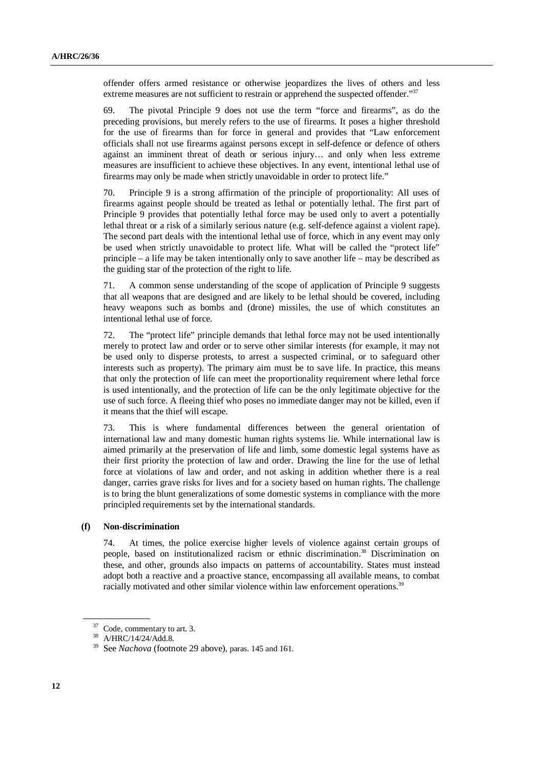offender offers armed resistance or otherwise jeopardizes the lives of others and less extreme measures are not sufficient to restrain or apprehend the suspected offender."[37]

69. The pivotal Principle 9 does not use the term "force and firearms", as do the preceding provisions, but merely refers to the use of firearms. It poses a higher threshold for the use of firearms than for force in general and provides that "Law enforcement officials shall not use firearms against persons except in self-defence or defence of others against an imminent threat of death or serious injury… and only when less extreme measures are insufficient to achieve these objectives. In any event, intentional lethal use of firearms may only be made when strictly unavoidable in order to protect life."

70. Principle 9 is a strong affirmation of the principle of proportionality: All uses of firearms against people should be treated as lethal or potentially lethal. The first part of Principle 9 provides that potentially lethal force may be used only to avert a potentially lethal threat or a risk of a similarly serious nature (e.g. self-defence against a violent rape). The second part deals with the intentional lethal use of force, which in any event may only be used when strictly unavoidable to protect life. What will be called the "protect life" principle – a life may be taken intentionally only to save another life – may be described as the guiding star of the protection of the right to life.

71. A common sense understanding of the scope of application of Principle 9 suggests that all weapons that are designed and are likely to be lethal should be covered, including heavy weapons such as bombs and (drone) missiles, the use of which constitutes an intentional lethal use of force.

72. The "protect life" principle demands that lethal force may not be used intentionally merely to protect law and order or to serve other similar interests (for example, it may not be used only to disperse protests, to arrest a suspected criminal, or to safeguard other interests such as property). The primary aim must be to save life. In practice, this means that only the protection of life can meet the proportionality requirement where lethal force is used intentionally, and the protection of life can be the only legitimate objective for the use of such force. A fleeing thief who poses no immediate danger may not be killed, even if it means that the thief will escape.

73. This is where fundamental differences between the general orientation of international law and many domestic human rights systems lie. While international law is aimed primarily at the preservation of life and limb, some domestic legal systems have as their first priority the protection of law and order. Drawing the line for the use of lethal force at violations of law and order, and not asking in addition whether there is a real danger, carries grave risks for lives and for a society based on human rights. The challenge is to bring the blunt generalizations of some domestic systems in compliance with the more principled requirements set by the international standards.

### (f) Non-discrimination

74. At times, the police exercise higher levels of violence against certain groups of people, based on institutionalized racism or ethnic discrimination.[38] Discrimination on these, and other, grounds also impacts on patterns of accountability. States must instead adopt both a reactive and a proactive stance, encompassing all available means, to combat racially motivated and other similar violence within law enforcement operations.[39]

---

[37] Code, commentary to art. 3.

[38] A/HRC/14/24/Add.8.

[39] See *Nachova* (footnote 29 above), paras. 145 and 161.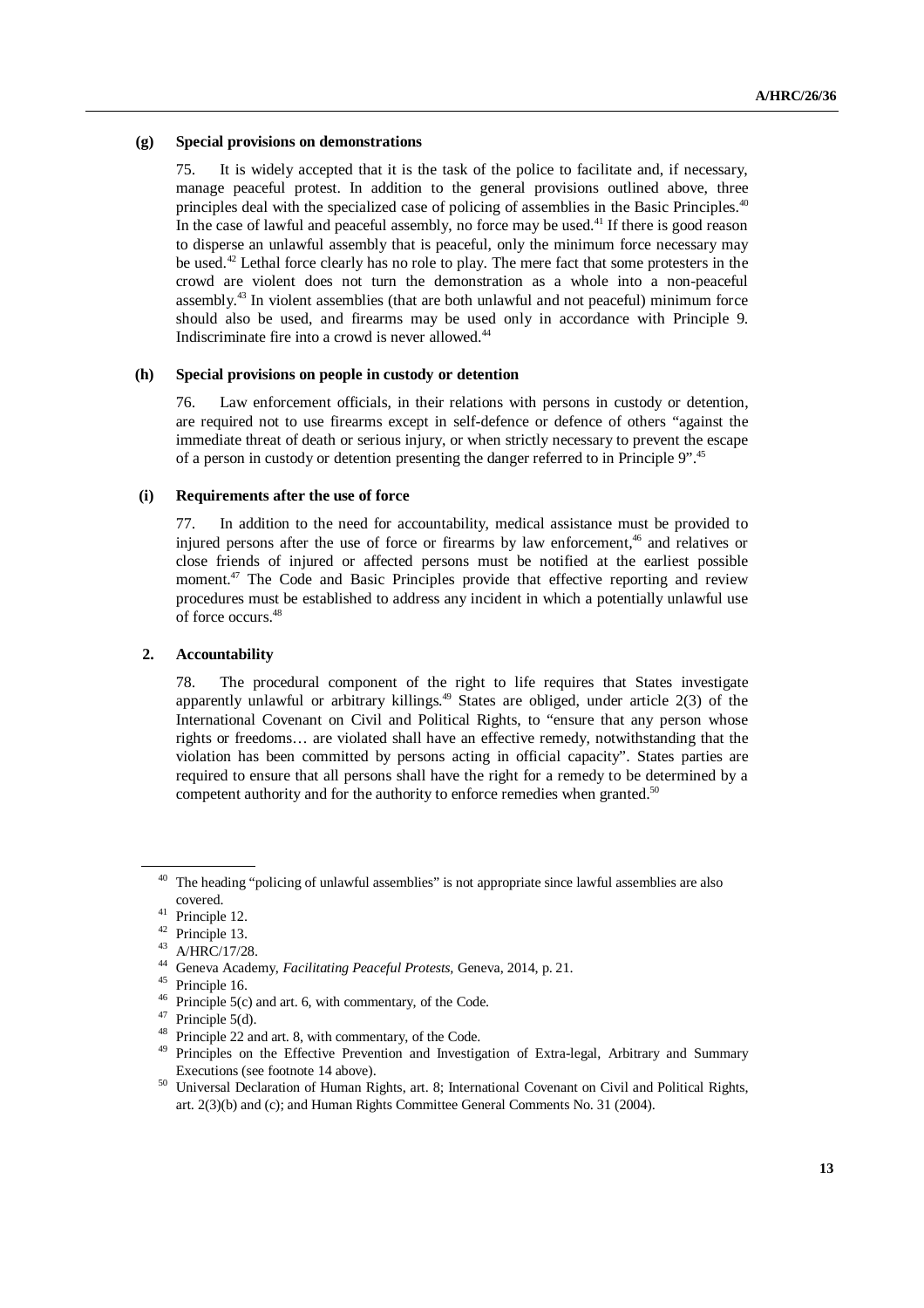#### (g) Special provisions on demonstrations

75. It is widely accepted that it is the task of the police to facilitate and, if necessary, manage peaceful protest. In addition to the general provisions outlined above, three principles deal with the specialized case of policing of assemblies in the Basic Principles.[40] In the case of lawful and peaceful assembly, no force may be used.[41] If there is good reason to disperse an unlawful assembly that is peaceful, only the minimum force necessary may be used.[42] Lethal force clearly has no role to play. The mere fact that some protesters in the crowd are violent does not turn the demonstration as a whole into a non-peaceful assembly.[43] In violent assemblies (that are both unlawful and not peaceful) minimum force should also be used, and firearms may be used only in accordance with Principle 9. Indiscriminate fire into a crowd is never allowed.[44]

#### (h) Special provisions on people in custody or detention

76. Law enforcement officials, in their relations with persons in custody or detention, are required not to use firearms except in self-defence or defence of others "against the immediate threat of death or serious injury, or when strictly necessary to prevent the escape of a person in custody or detention presenting the danger referred to in Principle 9".[45]

#### (i) Requirements after the use of force

77. In addition to the need for accountability, medical assistance must be provided to injured persons after the use of force or firearms by law enforcement,[46] and relatives or close friends of injured or affected persons must be notified at the earliest possible moment.[47] The Code and Basic Principles provide that effective reporting and review procedures must be established to address any incident in which a potentially unlawful use of force occurs.[48]

### 2. Accountability

78. The procedural component of the right to life requires that States investigate apparently unlawful or arbitrary killings.[49] States are obliged, under article 2(3) of the International Covenant on Civil and Political Rights, to "ensure that any person whose rights or freedoms… are violated shall have an effective remedy, notwithstanding that the violation has been committed by persons acting in official capacity". States parties are required to ensure that all persons shall have the right for a remedy to be determined by a competent authority and for the authority to enforce remedies when granted.[50]

---

[40] The heading "policing of unlawful assemblies" is not appropriate since lawful assemblies are also covered.

[41] Principle 12.

[42] Principle 13.

[43] A/HRC/17/28.

[44] Geneva Academy, *Facilitating Peaceful Protests*, Geneva, 2014, p. 21.

[45] Principle 16.

[46] Principle 5(c) and art. 6, with commentary, of the Code.

[47] Principle 5(d).

[48] Principle 22 and art. 8, with commentary, of the Code.

[49] Principles on the Effective Prevention and Investigation of Extra-legal, Arbitrary and Summary Executions (see footnote 14 above).

[50] Universal Declaration of Human Rights, art. 8; International Covenant on Civil and Political Rights, art. 2(3)(b) and (c); and Human Rights Committee General Comments No. 31 (2004).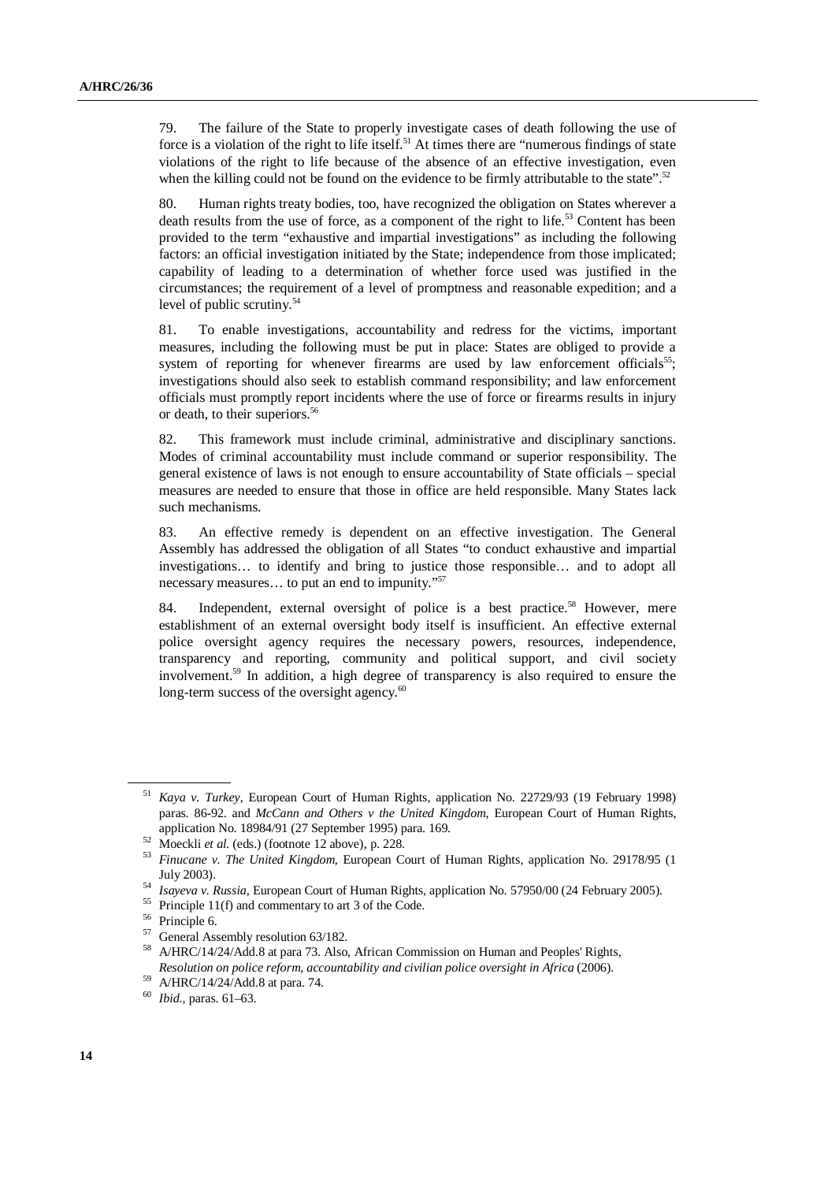79. The failure of the State to properly investigate cases of death following the use of force is a violation of the right to life itself.[51] At times there are "numerous findings of state violations of the right to life because of the absence of an effective investigation, even when the killing could not be found on the evidence to be firmly attributable to the state".[52]

80. Human rights treaty bodies, too, have recognized the obligation on States wherever a death results from the use of force, as a component of the right to life.[53] Content has been provided to the term "exhaustive and impartial investigations" as including the following factors: an official investigation initiated by the State; independence from those implicated; capability of leading to a determination of whether force used was justified in the circumstances; the requirement of a level of promptness and reasonable expedition; and a level of public scrutiny.[54]

81. To enable investigations, accountability and redress for the victims, important measures, including the following must be put in place: States are obliged to provide a system of reporting for whenever firearms are used by law enforcement officials[55]; investigations should also seek to establish command responsibility; and law enforcement officials must promptly report incidents where the use of force or firearms results in injury or death, to their superiors.[56]

82. This framework must include criminal, administrative and disciplinary sanctions. Modes of criminal accountability must include command or superior responsibility. The general existence of laws is not enough to ensure accountability of State officials – special measures are needed to ensure that those in office are held responsible. Many States lack such mechanisms.

83. An effective remedy is dependent on an effective investigation. The General Assembly has addressed the obligation of all States "to conduct exhaustive and impartial investigations… to identify and bring to justice those responsible… and to adopt all necessary measures… to put an end to impunity."[57]

84. Independent, external oversight of police is a best practice.[58] However, mere establishment of an external oversight body itself is insufficient. An effective external police oversight agency requires the necessary powers, resources, independence, transparency and reporting, community and political support, and civil society involvement.[59] In addition, a high degree of transparency is also required to ensure the long-term success of the oversight agency.[60]

---

[51] *Kaya v. Turkey*, European Court of Human Rights, application No. 22729/93 (19 February 1998) paras. 86-92. and *McCann and Others v the United Kingdom*, European Court of Human Rights, application No. 18984/91 (27 September 1995) para. 169.

[52] Moeckli *et al.* (eds.) (footnote 12 above), p. 228.

[53] *Finucane v. The United Kingdom*, European Court of Human Rights, application No. 29178/95 (1 July 2003).

[54] *Isayeva v. Russia*, European Court of Human Rights, application No. 57950/00 (24 February 2005).

[55] Principle 11(f) and commentary to art 3 of the Code.

[56] Principle 6.

[57] General Assembly resolution 63/182.

[58] A/HRC/14/24/Add.8 at para 73. Also, African Commission on Human and Peoples' Rights, *Resolution on police reform, accountability and civilian police oversight in Africa* (2006).

[59] A/HRC/14/24/Add.8 at para. 74.

[60] *Ibid.*, paras. 61–63.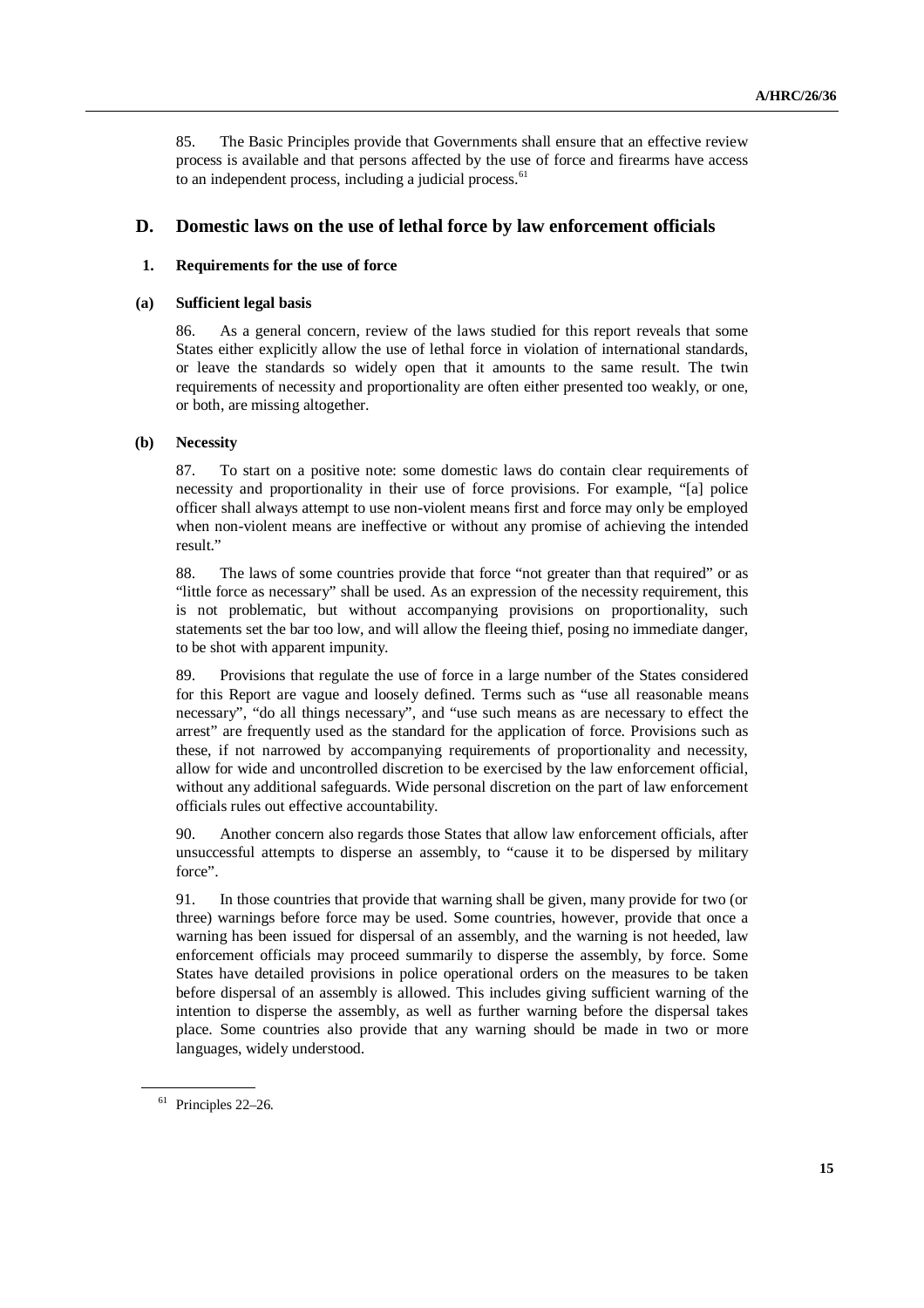85. The Basic Principles provide that Governments shall ensure that an effective review process is available and that persons affected by the use of force and firearms have access to an independent process, including a judicial process.[61]

## D. Domestic laws on the use of lethal force by law enforcement officials

### 1. Requirements for the use of force

#### (a) Sufficient legal basis

86. As a general concern, review of the laws studied for this report reveals that some States either explicitly allow the use of lethal force in violation of international standards, or leave the standards so widely open that it amounts to the same result. The twin requirements of necessity and proportionality are often either presented too weakly, or one, or both, are missing altogether.

#### (b) Necessity

87. To start on a positive note: some domestic laws do contain clear requirements of necessity and proportionality in their use of force provisions. For example, "[a] police officer shall always attempt to use non-violent means first and force may only be employed when non-violent means are ineffective or without any promise of achieving the intended result."

88. The laws of some countries provide that force "not greater than that required" or as "little force as necessary" shall be used. As an expression of the necessity requirement, this is not problematic, but without accompanying provisions on proportionality, such statements set the bar too low, and will allow the fleeing thief, posing no immediate danger, to be shot with apparent impunity.

89. Provisions that regulate the use of force in a large number of the States considered for this Report are vague and loosely defined. Terms such as "use all reasonable means necessary", "do all things necessary", and "use such means as are necessary to effect the arrest" are frequently used as the standard for the application of force. Provisions such as these, if not narrowed by accompanying requirements of proportionality and necessity, allow for wide and uncontrolled discretion to be exercised by the law enforcement official, without any additional safeguards. Wide personal discretion on the part of law enforcement officials rules out effective accountability.

90. Another concern also regards those States that allow law enforcement officials, after unsuccessful attempts to disperse an assembly, to "cause it to be dispersed by military force".

91. In those countries that provide that warning shall be given, many provide for two (or three) warnings before force may be used. Some countries, however, provide that once a warning has been issued for dispersal of an assembly, and the warning is not heeded, law enforcement officials may proceed summarily to disperse the assembly, by force. Some States have detailed provisions in police operational orders on the measures to be taken before dispersal of an assembly is allowed. This includes giving sufficient warning of the intention to disperse the assembly, as well as further warning before the dispersal takes place. Some countries also provide that any warning should be made in two or more languages, widely understood.

[61] Principles 22–26.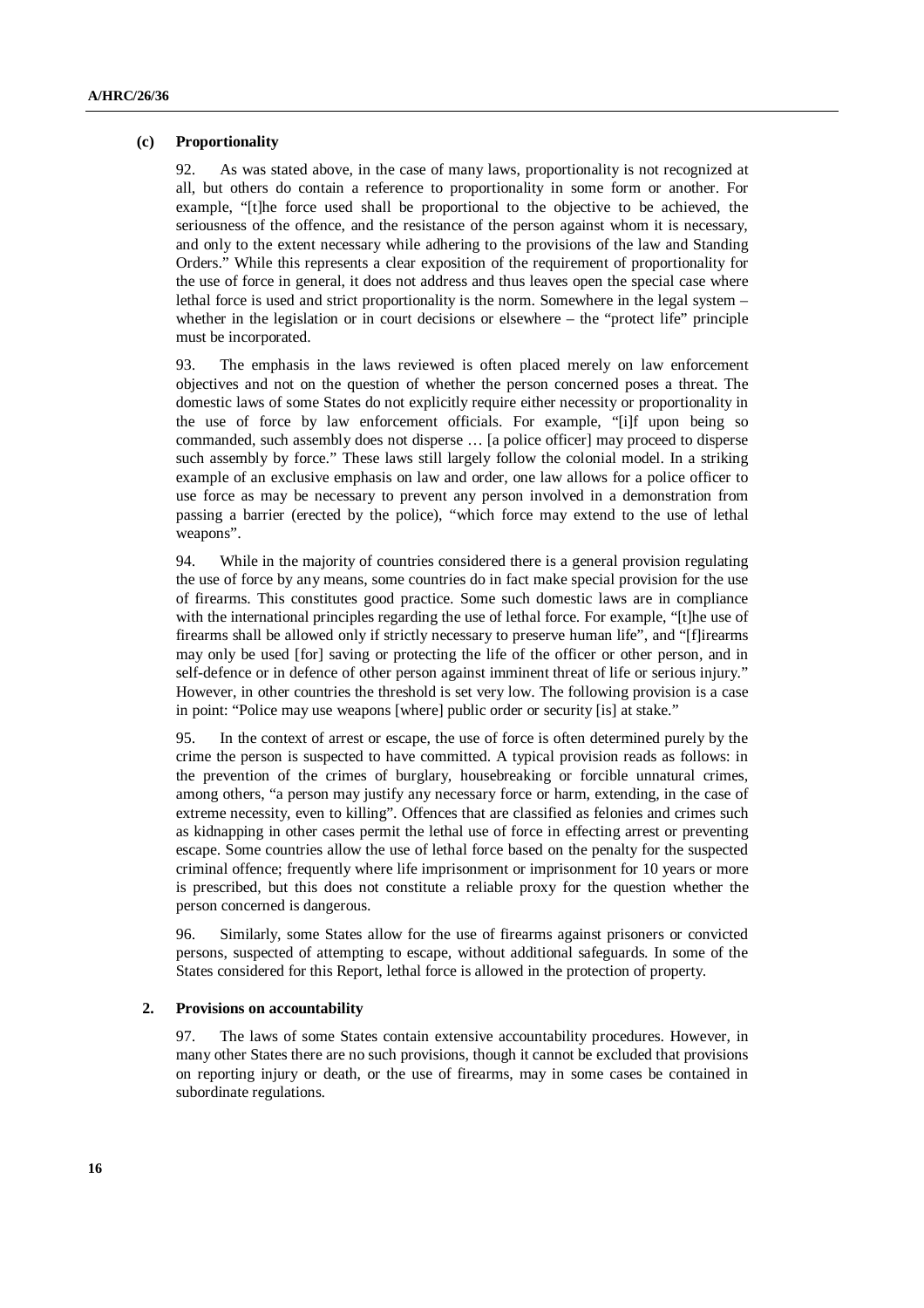### (c) Proportionality

92. As was stated above, in the case of many laws, proportionality is not recognized at all, but others do contain a reference to proportionality in some form or another. For example, "[t]he force used shall be proportional to the objective to be achieved, the seriousness of the offence, and the resistance of the person against whom it is necessary, and only to the extent necessary while adhering to the provisions of the law and Standing Orders." While this represents a clear exposition of the requirement of proportionality for the use of force in general, it does not address and thus leaves open the special case where lethal force is used and strict proportionality is the norm. Somewhere in the legal system – whether in the legislation or in court decisions or elsewhere – the "protect life" principle must be incorporated.

93. The emphasis in the laws reviewed is often placed merely on law enforcement objectives and not on the question of whether the person concerned poses a threat. The domestic laws of some States do not explicitly require either necessity or proportionality in the use of force by law enforcement officials. For example, "[i]f upon being so commanded, such assembly does not disperse … [a police officer] may proceed to disperse such assembly by force." These laws still largely follow the colonial model. In a striking example of an exclusive emphasis on law and order, one law allows for a police officer to use force as may be necessary to prevent any person involved in a demonstration from passing a barrier (erected by the police), "which force may extend to the use of lethal weapons".

94. While in the majority of countries considered there is a general provision regulating the use of force by any means, some countries do in fact make special provision for the use of firearms. This constitutes good practice. Some such domestic laws are in compliance with the international principles regarding the use of lethal force. For example, "[t]he use of firearms shall be allowed only if strictly necessary to preserve human life", and "[f]irearms may only be used [for] saving or protecting the life of the officer or other person, and in self-defence or in defence of other person against imminent threat of life or serious injury." However, in other countries the threshold is set very low. The following provision is a case in point: "Police may use weapons [where] public order or security [is] at stake."

95. In the context of arrest or escape, the use of force is often determined purely by the crime the person is suspected to have committed. A typical provision reads as follows: in the prevention of the crimes of burglary, housebreaking or forcible unnatural crimes, among others, "a person may justify any necessary force or harm, extending, in the case of extreme necessity, even to killing". Offences that are classified as felonies and crimes such as kidnapping in other cases permit the lethal use of force in effecting arrest or preventing escape. Some countries allow the use of lethal force based on the penalty for the suspected criminal offence; frequently where life imprisonment or imprisonment for 10 years or more is prescribed, but this does not constitute a reliable proxy for the question whether the person concerned is dangerous.

96. Similarly, some States allow for the use of firearms against prisoners or convicted persons, suspected of attempting to escape, without additional safeguards. In some of the States considered for this Report, lethal force is allowed in the protection of property.

## 2. Provisions on accountability

97. The laws of some States contain extensive accountability procedures. However, in many other States there are no such provisions, though it cannot be excluded that provisions on reporting injury or death, or the use of firearms, may in some cases be contained in subordinate regulations.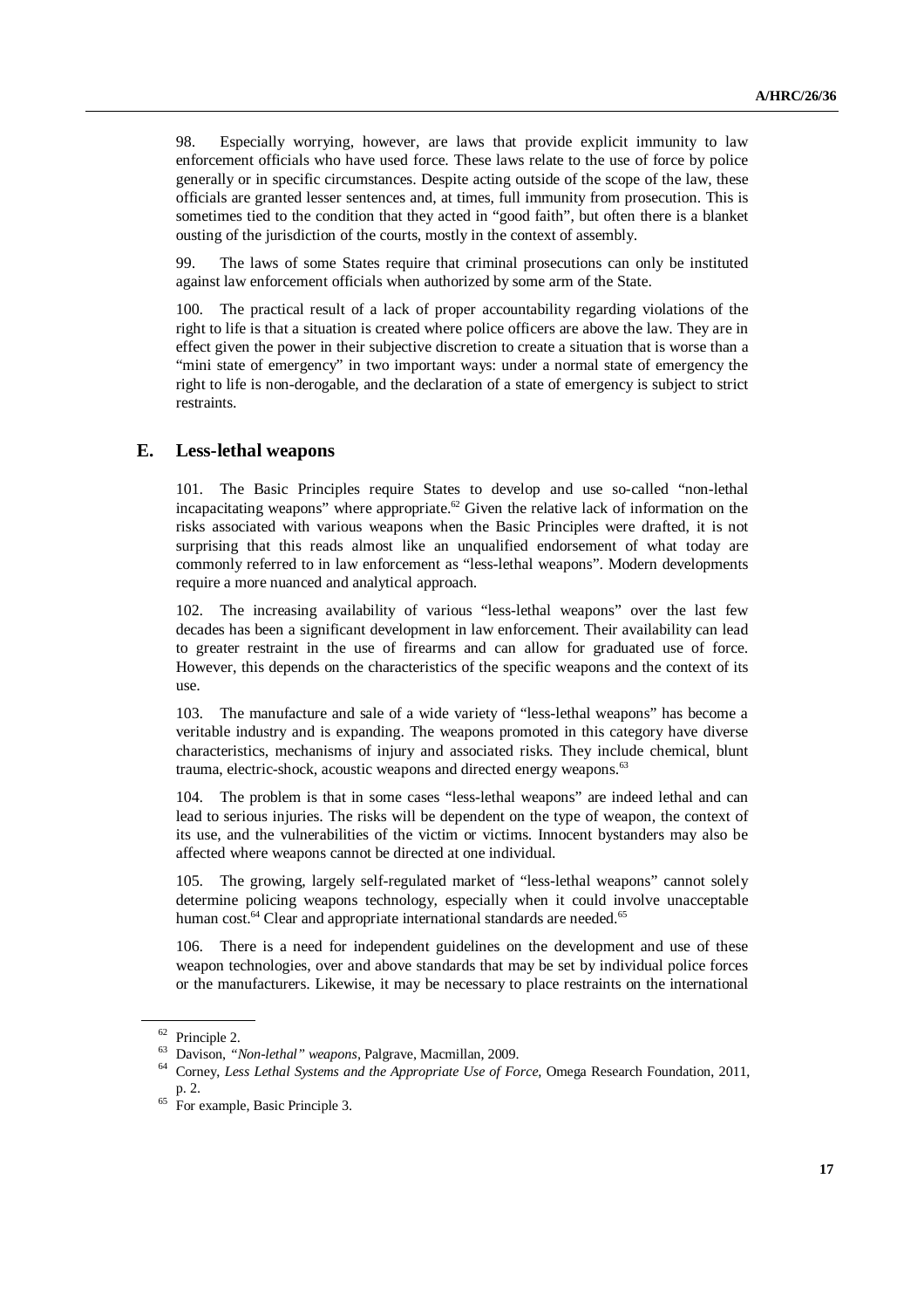98. Especially worrying, however, are laws that provide explicit immunity to law enforcement officials who have used force. These laws relate to the use of force by police generally or in specific circumstances. Despite acting outside of the scope of the law, these officials are granted lesser sentences and, at times, full immunity from prosecution. This is sometimes tied to the condition that they acted in "good faith", but often there is a blanket ousting of the jurisdiction of the courts, mostly in the context of assembly.

99. The laws of some States require that criminal prosecutions can only be instituted against law enforcement officials when authorized by some arm of the State.

100. The practical result of a lack of proper accountability regarding violations of the right to life is that a situation is created where police officers are above the law. They are in effect given the power in their subjective discretion to create a situation that is worse than a "mini state of emergency" in two important ways: under a normal state of emergency the right to life is non-derogable, and the declaration of a state of emergency is subject to strict restraints.

## E. Less-lethal weapons

101. The Basic Principles require States to develop and use so-called "non-lethal incapacitating weapons" where appropriate.[62] Given the relative lack of information on the risks associated with various weapons when the Basic Principles were drafted, it is not surprising that this reads almost like an unqualified endorsement of what today are commonly referred to in law enforcement as "less-lethal weapons". Modern developments require a more nuanced and analytical approach.

102. The increasing availability of various "less-lethal weapons" over the last few decades has been a significant development in law enforcement. Their availability can lead to greater restraint in the use of firearms and can allow for graduated use of force. However, this depends on the characteristics of the specific weapons and the context of its use.

103. The manufacture and sale of a wide variety of "less-lethal weapons" has become a veritable industry and is expanding. The weapons promoted in this category have diverse characteristics, mechanisms of injury and associated risks. They include chemical, blunt trauma, electric-shock, acoustic weapons and directed energy weapons.[63]

104. The problem is that in some cases "less-lethal weapons" are indeed lethal and can lead to serious injuries. The risks will be dependent on the type of weapon, the context of its use, and the vulnerabilities of the victim or victims. Innocent bystanders may also be affected where weapons cannot be directed at one individual.

105. The growing, largely self-regulated market of "less-lethal weapons" cannot solely determine policing weapons technology, especially when it could involve unacceptable human cost.[64] Clear and appropriate international standards are needed.[65]

106. There is a need for independent guidelines on the development and use of these weapon technologies, over and above standards that may be set by individual police forces or the manufacturers. Likewise, it may be necessary to place restraints on the international

---

[62] Principle 2.

[63] Davison, *"Non-lethal" weapons*, Palgrave, Macmillan, 2009.

[64] Corney, *Less Lethal Systems and the Appropriate Use of Force*, Omega Research Foundation, 2011, p. 2.

[65] For example, Basic Principle 3.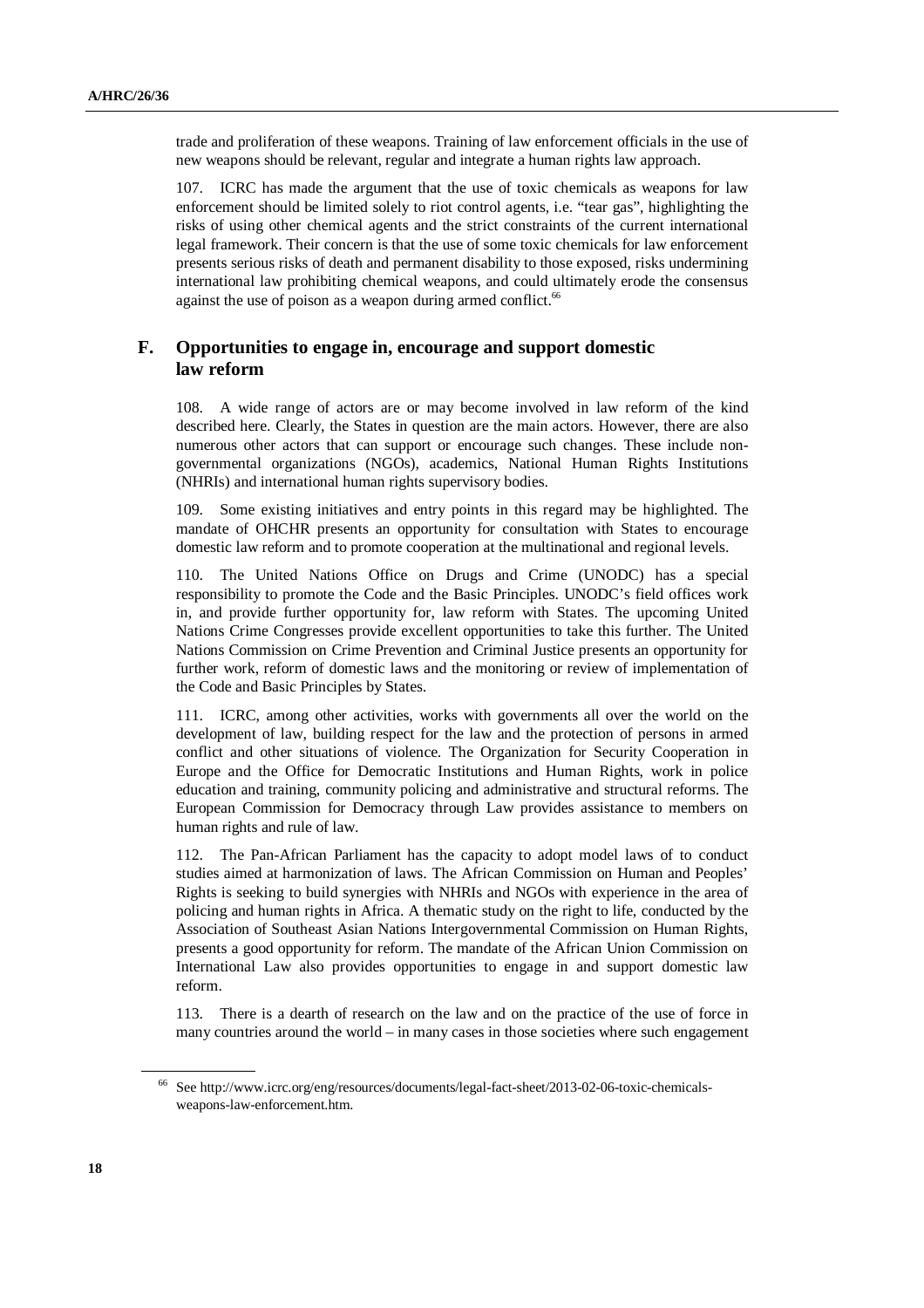trade and proliferation of these weapons. Training of law enforcement officials in the use of new weapons should be relevant, regular and integrate a human rights law approach.

107. ICRC has made the argument that the use of toxic chemicals as weapons for law enforcement should be limited solely to riot control agents, i.e. "tear gas", highlighting the risks of using other chemical agents and the strict constraints of the current international legal framework. Their concern is that the use of some toxic chemicals for law enforcement presents serious risks of death and permanent disability to those exposed, risks undermining international law prohibiting chemical weapons, and could ultimately erode the consensus against the use of poison as a weapon during armed conflict.[66]

## F. Opportunities to engage in, encourage and support domestic law reform

108. A wide range of actors are or may become involved in law reform of the kind described here. Clearly, the States in question are the main actors. However, there are also numerous other actors that can support or encourage such changes. These include non-governmental organizations (NGOs), academics, National Human Rights Institutions (NHRIs) and international human rights supervisory bodies.

109. Some existing initiatives and entry points in this regard may be highlighted. The mandate of OHCHR presents an opportunity for consultation with States to encourage domestic law reform and to promote cooperation at the multinational and regional levels.

110. The United Nations Office on Drugs and Crime (UNODC) has a special responsibility to promote the Code and the Basic Principles. UNODC's field offices work in, and provide further opportunity for, law reform with States. The upcoming United Nations Crime Congresses provide excellent opportunities to take this further. The United Nations Commission on Crime Prevention and Criminal Justice presents an opportunity for further work, reform of domestic laws and the monitoring or review of implementation of the Code and Basic Principles by States.

111. ICRC, among other activities, works with governments all over the world on the development of law, building respect for the law and the protection of persons in armed conflict and other situations of violence. The Organization for Security Cooperation in Europe and the Office for Democratic Institutions and Human Rights, work in police education and training, community policing and administrative and structural reforms. The European Commission for Democracy through Law provides assistance to members on human rights and rule of law.

112. The Pan-African Parliament has the capacity to adopt model laws of to conduct studies aimed at harmonization of laws. The African Commission on Human and Peoples' Rights is seeking to build synergies with NHRIs and NGOs with experience in the area of policing and human rights in Africa. A thematic study on the right to life, conducted by the Association of Southeast Asian Nations Intergovernmental Commission on Human Rights, presents a good opportunity for reform. The mandate of the African Union Commission on International Law also provides opportunities to engage in and support domestic law reform.

113. There is a dearth of research on the law and on the practice of the use of force in many countries around the world – in many cases in those societies where such engagement

[66] See http://www.icrc.org/eng/resources/documents/legal-fact-sheet/2013-02-06-toxic-chemicals-weapons-law-enforcement.htm.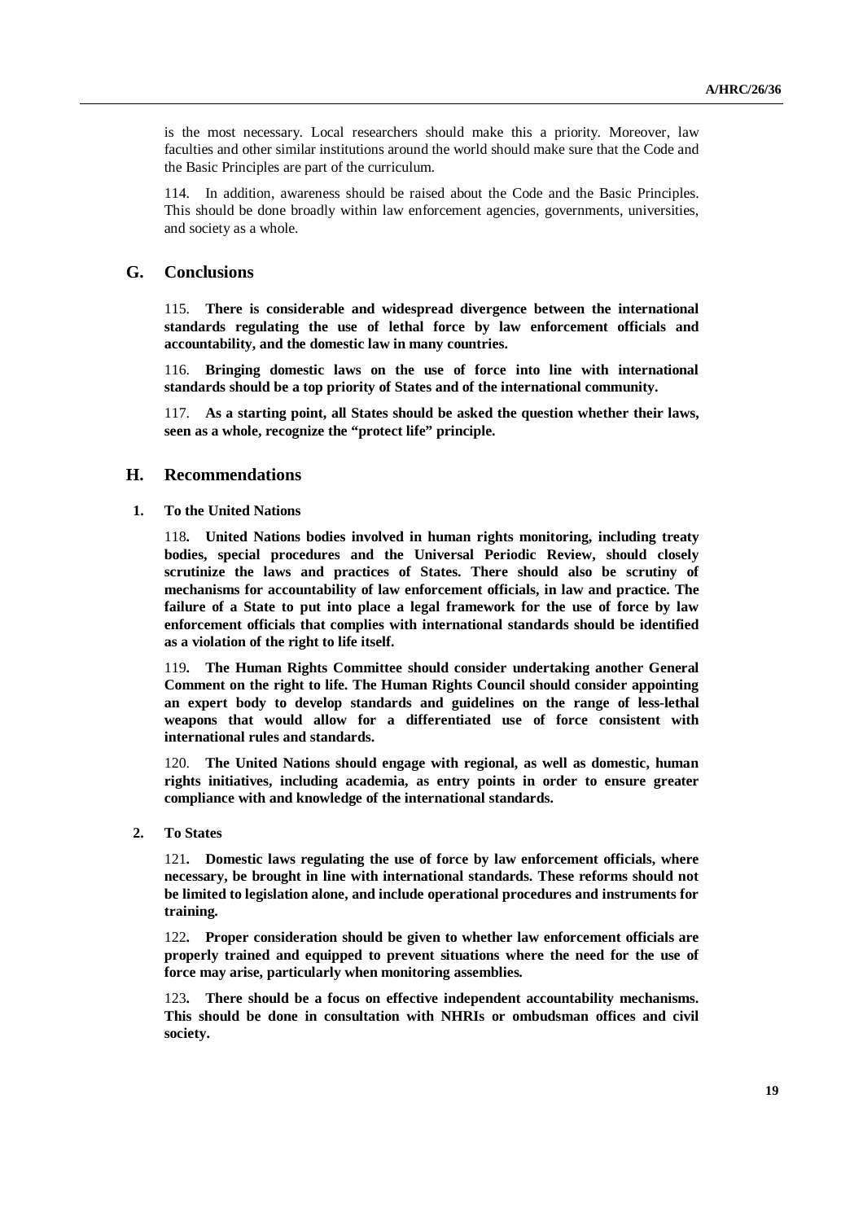is the most necessary. Local researchers should make this a priority. Moreover, law faculties and other similar institutions around the world should make sure that the Code and the Basic Principles are part of the curriculum.

114. In addition, awareness should be raised about the Code and the Basic Principles. This should be done broadly within law enforcement agencies, governments, universities, and society as a whole.

## G. Conclusions

115. **There is considerable and widespread divergence between the international standards regulating the use of lethal force by law enforcement officials and accountability, and the domestic law in many countries.**

116. **Bringing domestic laws on the use of force into line with international standards should be a top priority of States and of the international community.**

117. **As a starting point, all States should be asked the question whether their laws, seen as a whole, recognize the "protect life" principle.**

## H. Recommendations

### 1. To the United Nations

118**. United Nations bodies involved in human rights monitoring, including treaty bodies, special procedures and the Universal Periodic Review, should closely scrutinize the laws and practices of States. There should also be scrutiny of mechanisms for accountability of law enforcement officials, in law and practice. The failure of a State to put into place a legal framework for the use of force by law enforcement officials that complies with international standards should be identified as a violation of the right to life itself.**

119**. The Human Rights Committee should consider undertaking another General Comment on the right to life. The Human Rights Council should consider appointing an expert body to develop standards and guidelines on the range of less-lethal weapons that would allow for a differentiated use of force consistent with international rules and standards.**

120. **The United Nations should engage with regional, as well as domestic, human rights initiatives, including academia, as entry points in order to ensure greater compliance with and knowledge of the international standards.**

### 2. To States

121**. Domestic laws regulating the use of force by law enforcement officials, where necessary, be brought in line with international standards. These reforms should not be limited to legislation alone, and include operational procedures and instruments for training.**

122**. Proper consideration should be given to whether law enforcement officials are properly trained and equipped to prevent situations where the need for the use of force may arise, particularly when monitoring assemblies.**

123**. There should be a focus on effective independent accountability mechanisms. This should be done in consultation with NHRIs or ombudsman offices and civil society.**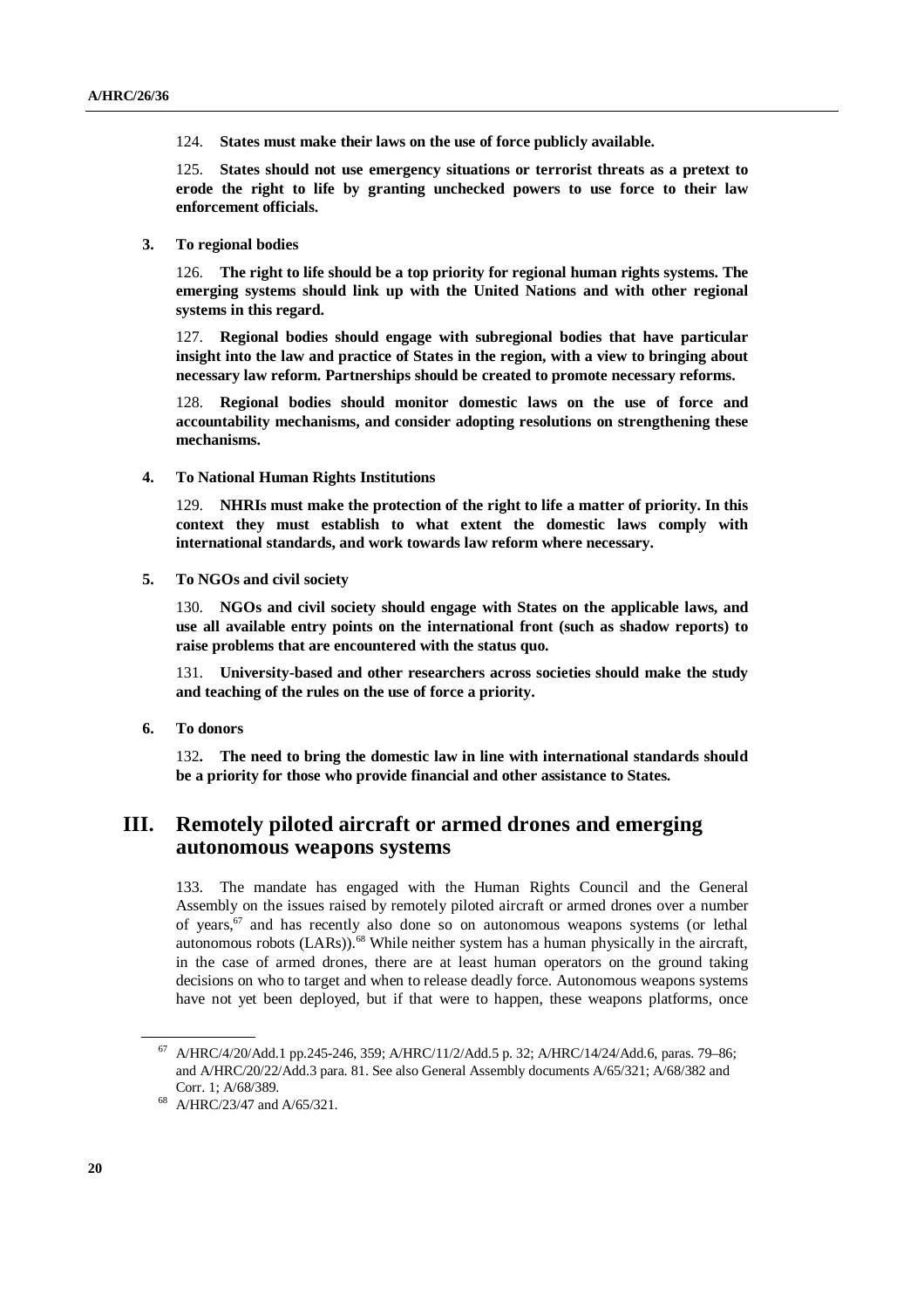124. **States must make their laws on the use of force publicly available.**

125. **States should not use emergency situations or terrorist threats as a pretext to erode the right to life by granting unchecked powers to use force to their law enforcement officials.**

### 3. To regional bodies

126. **The right to life should be a top priority for regional human rights systems. The emerging systems should link up with the United Nations and with other regional systems in this regard.**

127. **Regional bodies should engage with subregional bodies that have particular insight into the law and practice of States in the region, with a view to bringing about necessary law reform. Partnerships should be created to promote necessary reforms.**

128. **Regional bodies should monitor domestic laws on the use of force and accountability mechanisms, and consider adopting resolutions on strengthening these mechanisms.**

### 4. To National Human Rights Institutions

129. **NHRIs must make the protection of the right to life a matter of priority. In this context they must establish to what extent the domestic laws comply with international standards, and work towards law reform where necessary.**

### 5. To NGOs and civil society

130. **NGOs and civil society should engage with States on the applicable laws, and use all available entry points on the international front (such as shadow reports) to raise problems that are encountered with the status quo.**

131. **University-based and other researchers across societies should make the study and teaching of the rules on the use of force a priority.**

### 6. To donors

132**. The need to bring the domestic law in line with international standards should be a priority for those who provide financial and other assistance to States.**

## III. Remotely piloted aircraft or armed drones and emerging autonomous weapons systems

133. The mandate has engaged with the Human Rights Council and the General Assembly on the issues raised by remotely piloted aircraft or armed drones over a number of years,[67] and has recently also done so on autonomous weapons systems (or lethal autonomous robots (LARs)).[68] While neither system has a human physically in the aircraft, in the case of armed drones, there are at least human operators on the ground taking decisions on who to target and when to release deadly force. Autonomous weapons systems have not yet been deployed, but if that were to happen, these weapons platforms, once

---

[67] A/HRC/4/20/Add.1 pp.245-246, 359; A/HRC/11/2/Add.5 p. 32; A/HRC/14/24/Add.6, paras. 79–86; and A/HRC/20/22/Add.3 para. 81. See also General Assembly documents A/65/321; A/68/382 and Corr. 1; A/68/389.

[68] A/HRC/23/47 and A/65/321.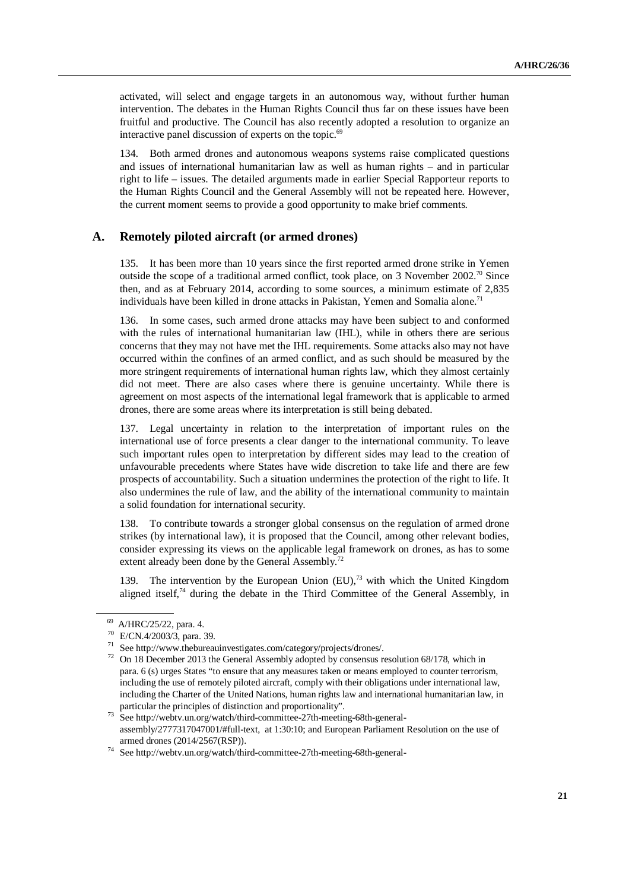activated, will select and engage targets in an autonomous way, without further human intervention. The debates in the Human Rights Council thus far on these issues have been fruitful and productive. The Council has also recently adopted a resolution to organize an interactive panel discussion of experts on the topic.[69]

134. Both armed drones and autonomous weapons systems raise complicated questions and issues of international humanitarian law as well as human rights – and in particular right to life – issues. The detailed arguments made in earlier Special Rapporteur reports to the Human Rights Council and the General Assembly will not be repeated here. However, the current moment seems to provide a good opportunity to make brief comments.

## A. Remotely piloted aircraft (or armed drones)

135. It has been more than 10 years since the first reported armed drone strike in Yemen outside the scope of a traditional armed conflict, took place, on 3 November 2002.[70] Since then, and as at February 2014, according to some sources, a minimum estimate of 2,835 individuals have been killed in drone attacks in Pakistan, Yemen and Somalia alone.[71]

136. In some cases, such armed drone attacks may have been subject to and conformed with the rules of international humanitarian law (IHL), while in others there are serious concerns that they may not have met the IHL requirements. Some attacks also may not have occurred within the confines of an armed conflict, and as such should be measured by the more stringent requirements of international human rights law, which they almost certainly did not meet. There are also cases where there is genuine uncertainty. While there is agreement on most aspects of the international legal framework that is applicable to armed drones, there are some areas where its interpretation is still being debated.

137. Legal uncertainty in relation to the interpretation of important rules on the international use of force presents a clear danger to the international community. To leave such important rules open to interpretation by different sides may lead to the creation of unfavourable precedents where States have wide discretion to take life and there are few prospects of accountability. Such a situation undermines the protection of the right to life. It also undermines the rule of law, and the ability of the international community to maintain a solid foundation for international security.

138. To contribute towards a stronger global consensus on the regulation of armed drone strikes (by international law), it is proposed that the Council, among other relevant bodies, consider expressing its views on the applicable legal framework on drones, as has to some extent already been done by the General Assembly.[72]

139. The intervention by the European Union (EU),[73] with which the United Kingdom aligned itself,[74] during the debate in the Third Committee of the General Assembly, in

---

[69] A/HRC/25/22, para. 4.

[70] E/CN.4/2003/3, para. 39.

[71] See http://www.thebureauinvestigates.com/category/projects/drones/.

[72] On 18 December 2013 the General Assembly adopted by consensus resolution 68/178, which in para. 6 (s) urges States "to ensure that any measures taken or means employed to counter terrorism, including the use of remotely piloted aircraft, comply with their obligations under international law, including the Charter of the United Nations, human rights law and international humanitarian law, in particular the principles of distinction and proportionality".

[73] See http://webtv.un.org/watch/third-committee-27th-meeting-68th-general-assembly/2777317047001/#full-text, at 1:30:10; and European Parliament Resolution on the use of armed drones (2014/2567(RSP)).

[74] See http://webtv.un.org/watch/third-committee-27th-meeting-68th-general-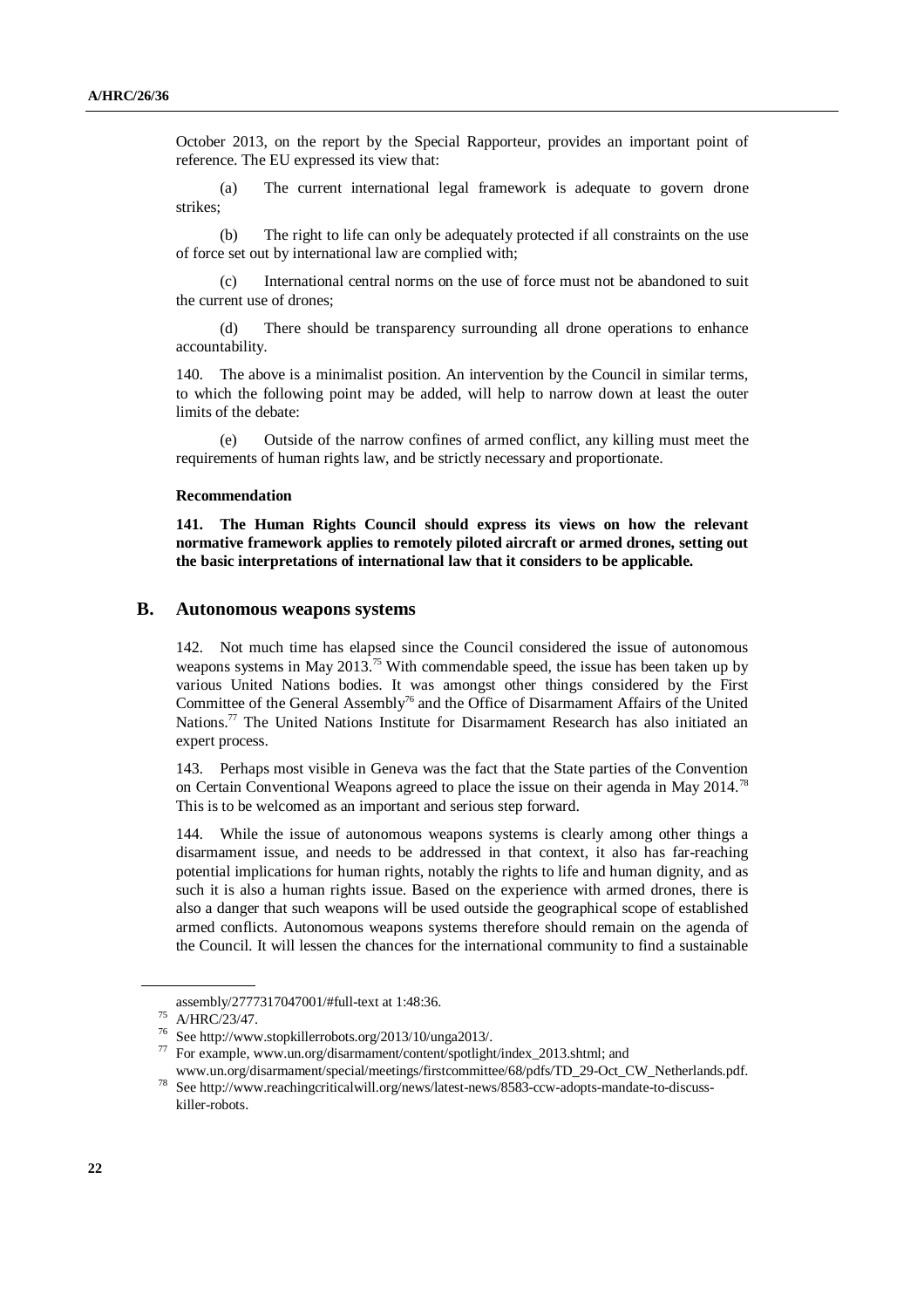October 2013, on the report by the Special Rapporteur, provides an important point of reference. The EU expressed its view that:

(a) The current international legal framework is adequate to govern drone strikes;

(b) The right to life can only be adequately protected if all constraints on the use of force set out by international law are complied with;

(c) International central norms on the use of force must not be abandoned to suit the current use of drones;

(d) There should be transparency surrounding all drone operations to enhance accountability.

140. The above is a minimalist position. An intervention by the Council in similar terms, to which the following point may be added, will help to narrow down at least the outer limits of the debate:

(e) Outside of the narrow confines of armed conflict, any killing must meet the requirements of human rights law, and be strictly necessary and proportionate.

**Recommendation**

**141. The Human Rights Council should express its views on how the relevant normative framework applies to remotely piloted aircraft or armed drones, setting out the basic interpretations of international law that it considers to be applicable.**

## B. Autonomous weapons systems

142. Not much time has elapsed since the Council considered the issue of autonomous weapons systems in May 2013.[75] With commendable speed, the issue has been taken up by various United Nations bodies. It was amongst other things considered by the First Committee of the General Assembly[76] and the Office of Disarmament Affairs of the United Nations.[77] The United Nations Institute for Disarmament Research has also initiated an expert process.

143. Perhaps most visible in Geneva was the fact that the State parties of the Convention on Certain Conventional Weapons agreed to place the issue on their agenda in May 2014.[78] This is to be welcomed as an important and serious step forward.

144. While the issue of autonomous weapons systems is clearly among other things a disarmament issue, and needs to be addressed in that context, it also has far-reaching potential implications for human rights, notably the rights to life and human dignity, and as such it is also a human rights issue. Based on the experience with armed drones, there is also a danger that such weapons will be used outside the geographical scope of established armed conflicts. Autonomous weapons systems therefore should remain on the agenda of the Council. It will lessen the chances for the international community to find a sustainable

---

assembly/2777317047001/#full-text at 1:48:36.

[75] A/HRC/23/47.

[76] See http://www.stopkillerrobots.org/2013/10/unga2013/.

[77] For example, www.un.org/disarmament/content/spotlight/index_2013.shtml; and www.un.org/disarmament/special/meetings/firstcommittee/68/pdfs/TD_29-Oct_CW_Netherlands.pdf.

[78] See http://www.reachingcriticalwill.org/news/latest-news/8583-ccw-adopts-mandate-to-discuss-killer-robots.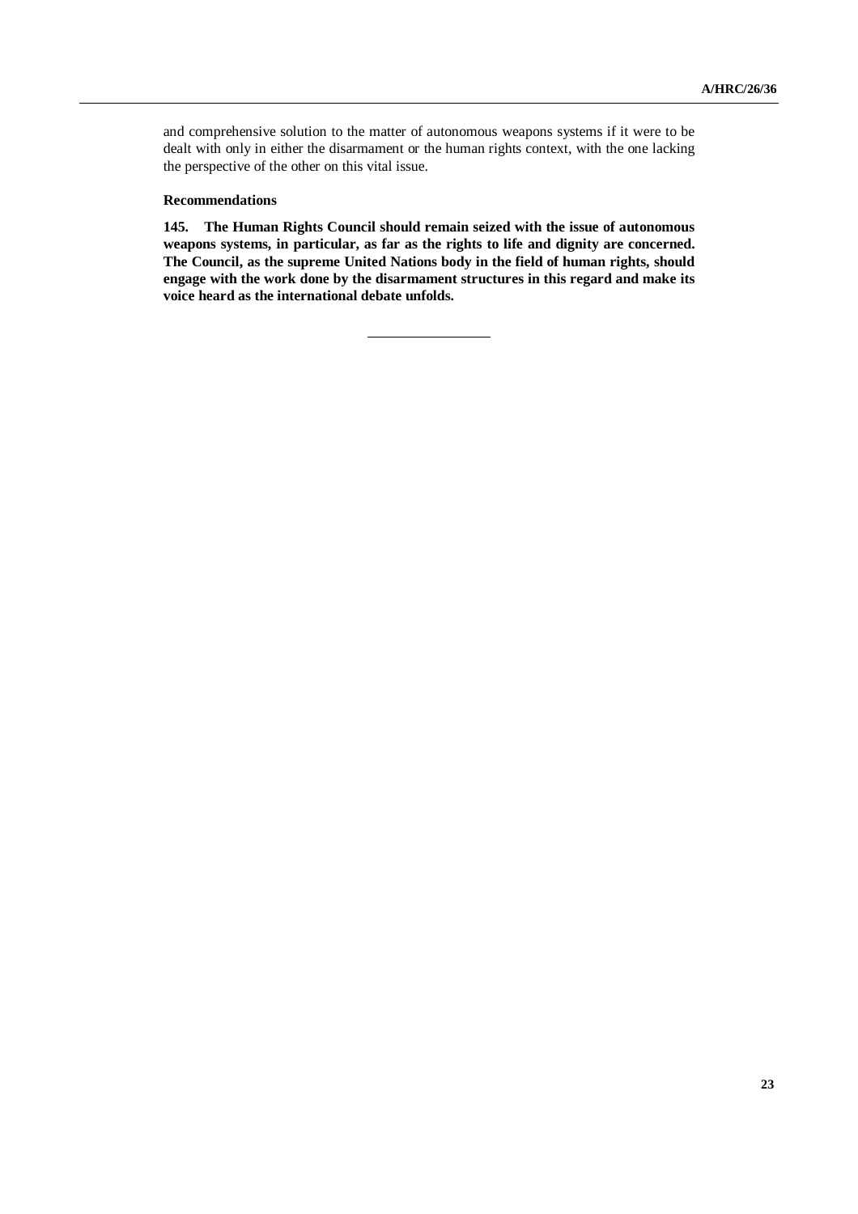and comprehensive solution to the matter of autonomous weapons systems if it were to be dealt with only in either the disarmament or the human rights context, with the one lacking the perspective of the other on this vital issue.

### Recommendations

**145. The Human Rights Council should remain seized with the issue of autonomous weapons systems, in particular, as far as the rights to life and dignity are concerned. The Council, as the supreme United Nations body in the field of human rights, should engage with the work done by the disarmament structures in this regard and make its voice heard as the international debate unfolds.**